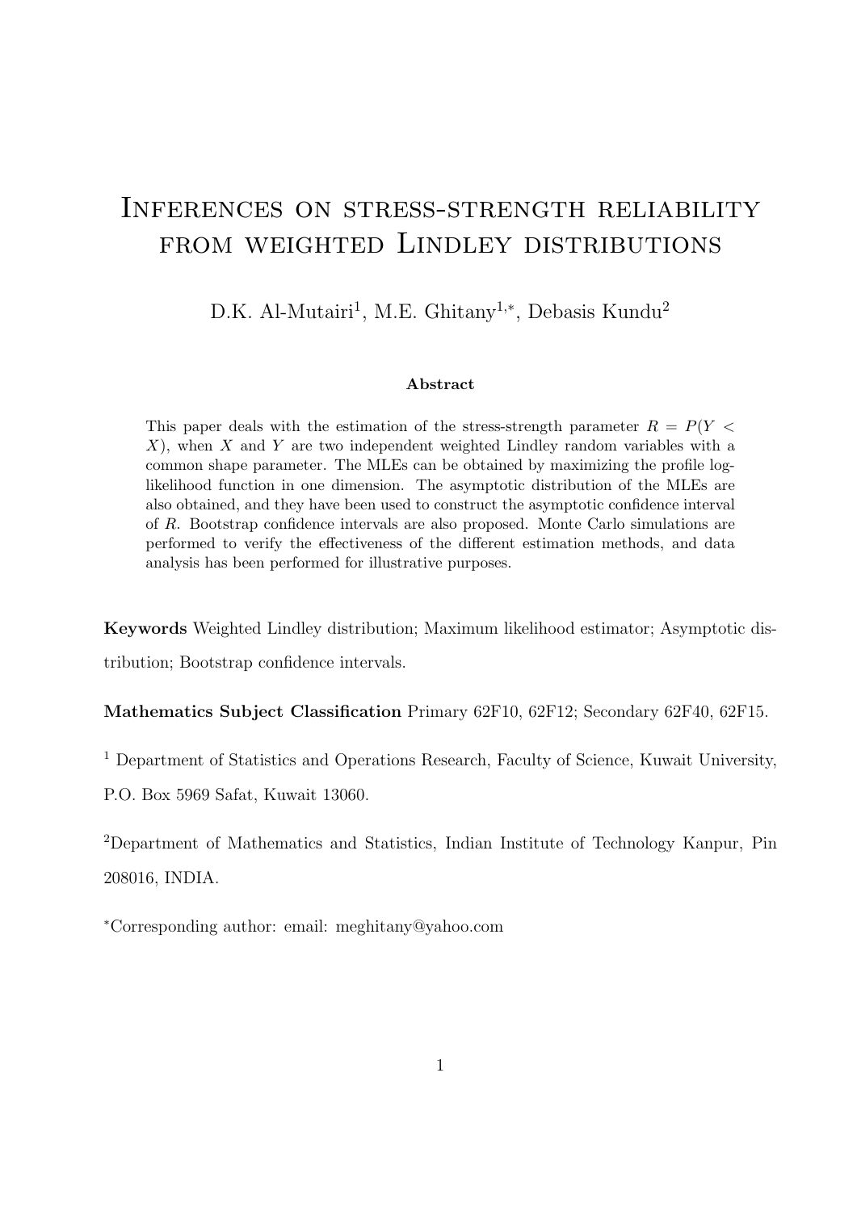# Inferences on stress-strength reliability from weighted Lindley distributions

D.K. Al-Mutairi[1], M.E. Ghitany[1,*], Debasis Kundu[2]

**Abstract**

This paper deals with the estimation of the stress-strength parameter $R = P(Y < X)$, when $X$ and $Y$ are two independent weighted Lindley random variables with a common shape parameter. The MLEs can be obtained by maximizing the profile log-likelihood function in one dimension. The asymptotic distribution of the MLEs are also obtained, and they have been used to construct the asymptotic confidence interval of $R$. Bootstrap confidence intervals are also proposed. Monte Carlo simulations are performed to verify the effectiveness of the different estimation methods, and data analysis has been performed for illustrative purposes.

**Keywords** Weighted Lindley distribution; Maximum likelihood estimator; Asymptotic distribution; Bootstrap confidence intervals.

**Mathematics Subject Classification** Primary 62F10, 62F12; Secondary 62F40, 62F15.

[1] Department of Statistics and Operations Research, Faculty of Science, Kuwait University, P.O. Box 5969 Safat, Kuwait 13060.

[2] Department of Mathematics and Statistics, Indian Institute of Technology Kanpur, Pin 208016, INDIA.

[*] Corresponding author: email: meghitany@yahoo.com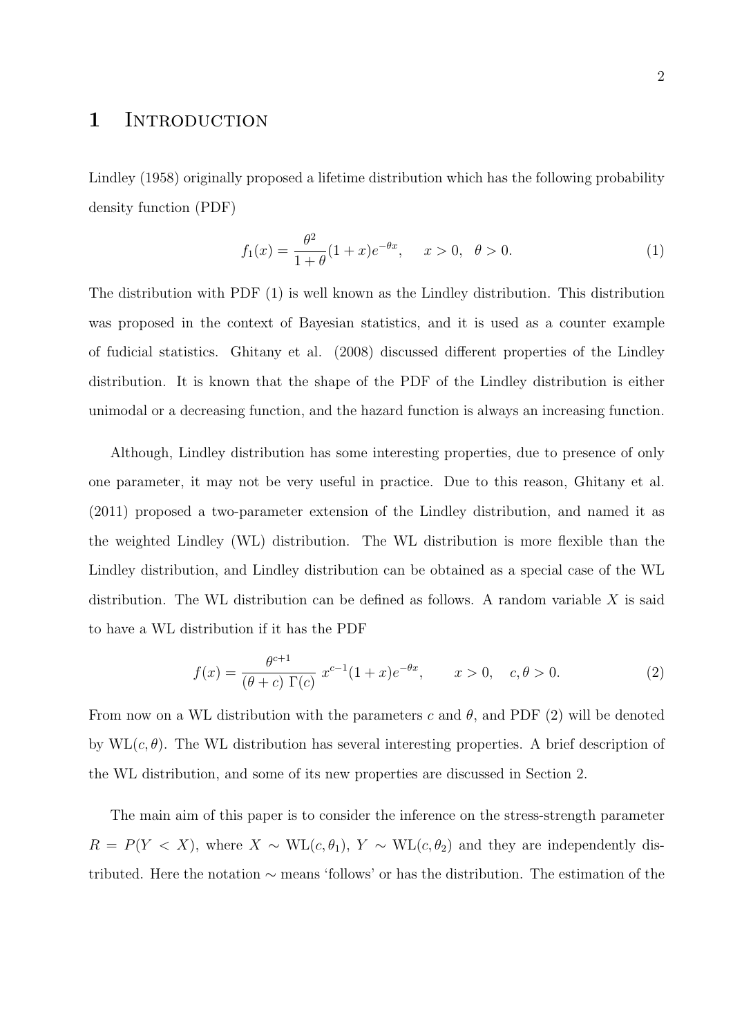# 1 Introduction

Lindley (1958) originally proposed a lifetime distribution which has the following probability density function (PDF)

$$f_1(x) = \frac{\theta^2}{1+\theta}(1+x)e^{-\theta x}, \quad x > 0, \;\; \theta > 0. \tag{1}$$

The distribution with PDF (1) is well known as the Lindley distribution. This distribution was proposed in the context of Bayesian statistics, and it is used as a counter example of fudicial statistics. Ghitany et al. (2008) discussed different properties of the Lindley distribution. It is known that the shape of the PDF of the Lindley distribution is either unimodal or a decreasing function, and the hazard function is always an increasing function.

Although, Lindley distribution has some interesting properties, due to presence of only one parameter, it may not be very useful in practice. Due to this reason, Ghitany et al. (2011) proposed a two-parameter extension of the Lindley distribution, and named it as the weighted Lindley (WL) distribution. The WL distribution is more flexible than the Lindley distribution, and Lindley distribution can be obtained as a special case of the WL distribution. The WL distribution can be defined as follows. A random variable $X$ is said to have a WL distribution if it has the PDF

$$f(x) = \frac{\theta^{c+1}}{(\theta+c)\;\Gamma(c)}\; x^{c-1}(1+x)e^{-\theta x}, \qquad x > 0, \quad c, \theta > 0. \tag{2}$$

From now on a WL distribution with the parameters $c$ and $\theta$, and PDF (2) will be denoted by $\text{WL}(c,\theta)$. The WL distribution has several interesting properties. A brief description of the WL distribution, and some of its new properties are discussed in Section 2.

The main aim of this paper is to consider the inference on the stress-strength parameter $R = P(Y < X)$, where $X \sim \text{WL}(c,\theta_1)$, $Y \sim \text{WL}(c,\theta_2)$ and they are independently distributed. Here the notation $\sim$ means 'follows' or has the distribution. The estimation of the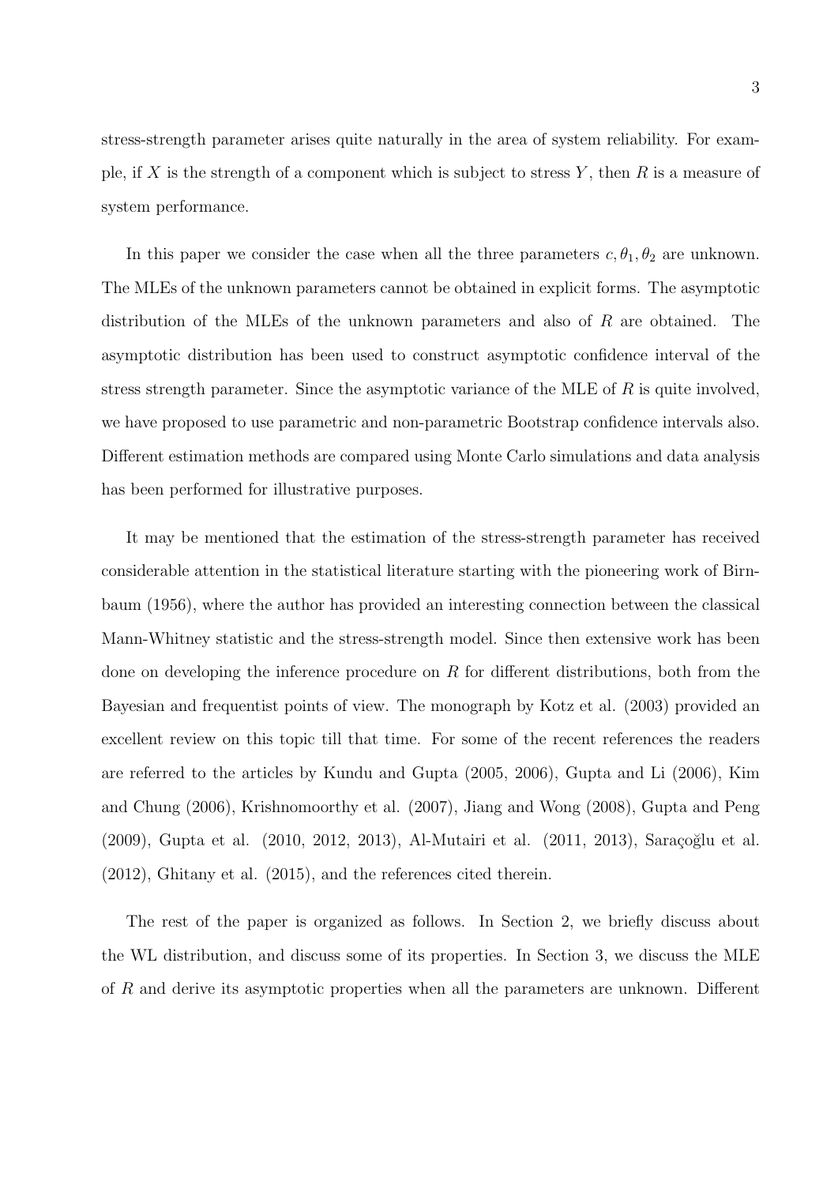stress-strength parameter arises quite naturally in the area of system reliability. For example, if $X$ is the strength of a component which is subject to stress $Y$, then $R$ is a measure of system performance.

In this paper we consider the case when all the three parameters $c, \theta_1, \theta_2$ are unknown. The MLEs of the unknown parameters cannot be obtained in explicit forms. The asymptotic distribution of the MLEs of the unknown parameters and also of $R$ are obtained. The asymptotic distribution has been used to construct asymptotic confidence interval of the stress strength parameter. Since the asymptotic variance of the MLE of $R$ is quite involved, we have proposed to use parametric and non-parametric Bootstrap confidence intervals also. Different estimation methods are compared using Monte Carlo simulations and data analysis has been performed for illustrative purposes.

It may be mentioned that the estimation of the stress-strength parameter has received considerable attention in the statistical literature starting with the pioneering work of Birnbaum (1956), where the author has provided an interesting connection between the classical Mann-Whitney statistic and the stress-strength model. Since then extensive work has been done on developing the inference procedure on $R$ for different distributions, both from the Bayesian and frequentist points of view. The monograph by Kotz et al. (2003) provided an excellent review on this topic till that time. For some of the recent references the readers are referred to the articles by Kundu and Gupta (2005, 2006), Gupta and Li (2006), Kim and Chung (2006), Krishnomoorthy et al. (2007), Jiang and Wong (2008), Gupta and Peng (2009), Gupta et al. (2010, 2012, 2013), Al-Mutairi et al. (2011, 2013), Saraçoğlu et al. (2012), Ghitany et al. (2015), and the references cited therein.

The rest of the paper is organized as follows. In Section 2, we briefly discuss about the WL distribution, and discuss some of its properties. In Section 3, we discuss the MLE of $R$ and derive its asymptotic properties when all the parameters are unknown. Different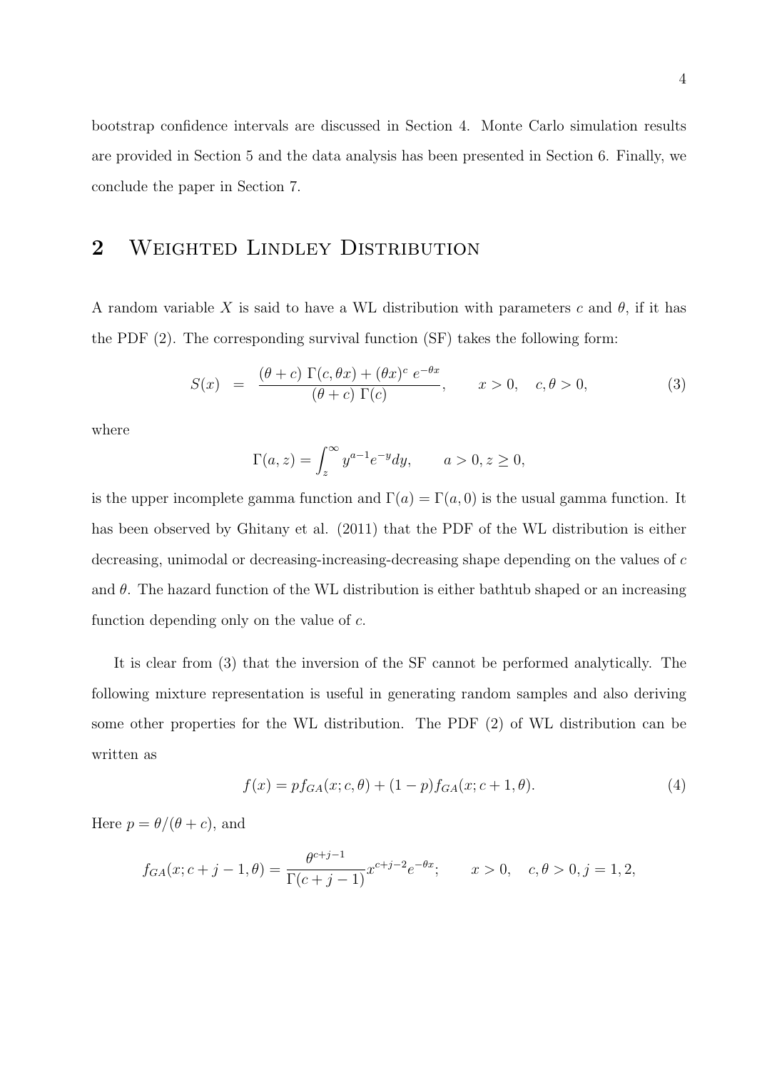bootstrap confidence intervals are discussed in Section 4. Monte Carlo simulation results are provided in Section 5 and the data analysis has been presented in Section 6. Finally, we conclude the paper in Section 7.

## 2 Weighted Lindley Distribution

A random variable $X$ is said to have a WL distribution with parameters $c$ and $\theta$, if it has the PDF (2). The corresponding survival function (SF) takes the following form:

$$S(x) \;=\; \frac{(\theta + c)\;\Gamma(c, \theta x) + (\theta x)^c\; e^{-\theta x}}{(\theta + c)\;\Gamma(c)}, \qquad x > 0, \quad c, \theta > 0, \tag{3}$$

where

$$\Gamma(a, z) = \int_z^{\infty} y^{a-1} e^{-y} dy, \qquad a > 0, z \geq 0,$$

is the upper incomplete gamma function and $\Gamma(a) = \Gamma(a, 0)$ is the usual gamma function. It has been observed by Ghitany et al. (2011) that the PDF of the WL distribution is either decreasing, unimodal or decreasing-increasing-decreasing shape depending on the values of $c$ and $\theta$. The hazard function of the WL distribution is either bathtub shaped or an increasing function depending only on the value of $c$.

It is clear from (3) that the inversion of the SF cannot be performed analytically. The following mixture representation is useful in generating random samples and also deriving some other properties for the WL distribution. The PDF (2) of WL distribution can be written as

$$f(x) = p f_{GA}(x; c, \theta) + (1 - p) f_{GA}(x; c + 1, \theta). \tag{4}$$

Here $p = \theta/(\theta + c)$, and

$$f_{GA}(x; c + j - 1, \theta) = \frac{\theta^{c+j-1}}{\Gamma(c + j - 1)} x^{c+j-2} e^{-\theta x}; \qquad x > 0, \quad c, \theta > 0, j = 1, 2,$$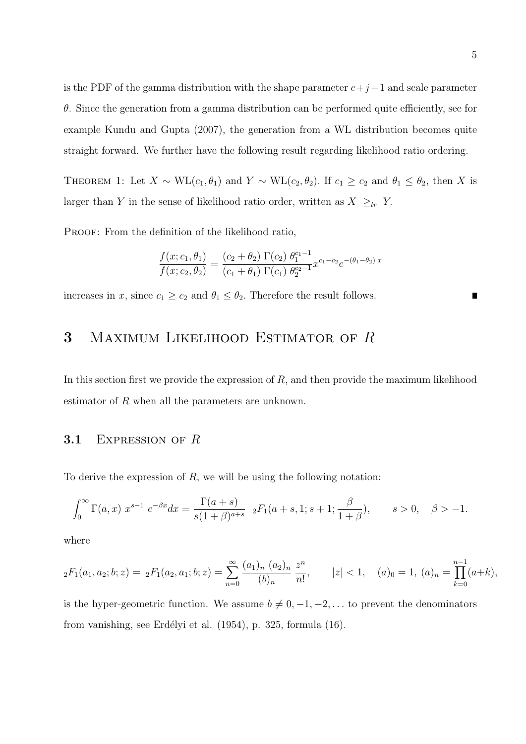is the PDF of the gamma distribution with the shape parameter $c+j-1$ and scale parameter $\theta$. Since the generation from a gamma distribution can be performed quite efficiently, see for example Kundu and Gupta (2007), the generation from a WL distribution becomes quite straight forward. We further have the following result regarding likelihood ratio ordering.

THEOREM 1: Let $X \sim \text{WL}(c_1, \theta_1)$ and $Y \sim \text{WL}(c_2, \theta_2)$. If $c_1 \geq c_2$ and $\theta_1 \leq \theta_2$, then $X$ is larger than $Y$ in the sense of likelihood ratio order, written as $X \geq_{lr} Y$.

PROOF: From the definition of the likelihood ratio,

$$\frac{f(x; c_1, \theta_1)}{f(x; c_2, \theta_2)} = \frac{(c_2 + \theta_2)\ \Gamma(c_2)\ \theta_1^{c_1 - 1}}{(c_1 + \theta_1)\ \Gamma(c_1)\ \theta_2^{c_2 - 1}} x^{c_1 - c_2} e^{-(\theta_1 - \theta_2)\ x}$$

increases in $x$, since $c_1 \geq c_2$ and $\theta_1 \leq \theta_2$. Therefore the result follows. ∎

# 3 Maximum Likelihood Estimator of $R$

In this section first we provide the expression of $R$, and then provide the maximum likelihood estimator of $R$ when all the parameters are unknown.

## 3.1 Expression of $R$

To derive the expression of $R$, we will be using the following notation:

$$\int_0^\infty \Gamma(a, x)\ x^{s-1}\ e^{-\beta x} dx = \frac{\Gamma(a+s)}{s(1+\beta)^{a+s}}\ \ {}_2F_1(a+s, 1; s+1; \frac{\beta}{1+\beta}), \qquad s > 0, \quad \beta > -1.$$

where

$${}_2F_1(a_1, a_2; b; z) = {}_2F_1(a_2, a_1; b; z) = \sum_{n=0}^{\infty} \frac{(a_1)_n\ (a_2)_n}{(b)_n} \frac{z^n}{n!}, \qquad |z| < 1, \quad (a)_0 = 1,\ (a)_n = \prod_{k=0}^{n-1}(a+k),$$

is the hyper-geometric function. We assume $b \neq 0, -1, -2, \ldots$ to prevent the denominators from vanishing, see Erdélyi et al. (1954), p. 325, formula (16).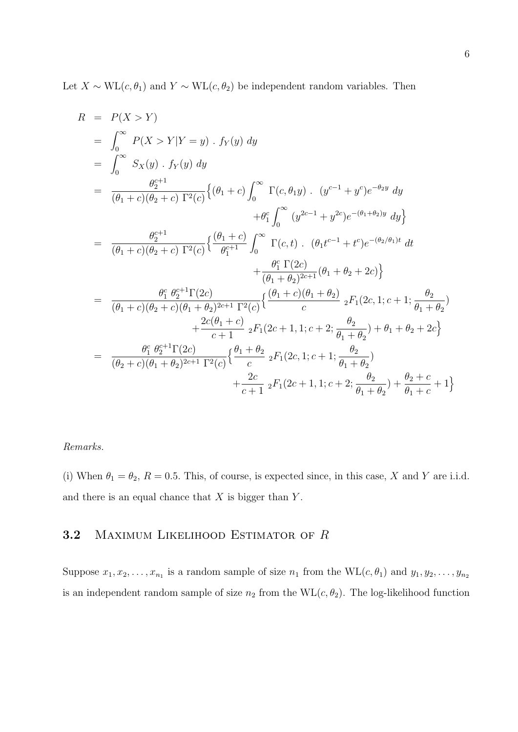Let $X \sim \text{WL}(c, \theta_1)$ and $Y \sim \text{WL}(c, \theta_2)$ be independent random variables. Then

$$
\begin{aligned}
R &= P(X > Y) \\
&= \int_0^\infty P(X > Y | Y = y) \; . \; f_Y(y) \; dy \\
&= \int_0^\infty S_X(y) \; . \; f_Y(y) \; dy \\
&= \frac{\theta_2^{c+1}}{(\theta_1 + c)(\theta_2 + c) \; \Gamma^2(c)} \Big\{ (\theta_1 + c) \int_0^\infty \Gamma(c, \theta_1 y) \; . \; (y^{c-1} + y^c) e^{-\theta_2 y} \; dy \\
&\qquad\qquad + \theta_1^c \int_0^\infty (y^{2c-1} + y^{2c}) e^{-(\theta_1 + \theta_2) y} \; dy \Big\} \\
&= \frac{\theta_2^{c+1}}{(\theta_1 + c)(\theta_2 + c) \; \Gamma^2(c)} \Big\{ \frac{(\theta_1 + c)}{\theta_1^{c+1}} \int_0^\infty \Gamma(c, t) \; . \; (\theta_1 t^{c-1} + t^c) e^{-(\theta_2/\theta_1) t} \; dt \\
&\qquad\qquad + \frac{\theta_1^c \; \Gamma(2c)}{(\theta_1 + \theta_2)^{2c+1}} (\theta_1 + \theta_2 + 2c) \Big\} \\
&= \frac{\theta_1^c \; \theta_2^{c+1} \Gamma(2c)}{(\theta_1 + c)(\theta_2 + c)(\theta_1 + \theta_2)^{2c+1} \; \Gamma^2(c)} \Big\{ \frac{(\theta_1 + c)(\theta_1 + \theta_2)}{c} \; {}_2F_1(2c, 1; c+1; \frac{\theta_2}{\theta_1 + \theta_2}) \\
&\qquad\qquad + \frac{2c(\theta_1 + c)}{c+1} \; {}_2F_1(2c+1, 1; c+2; \frac{\theta_2}{\theta_1 + \theta_2}) + \theta_1 + \theta_2 + 2c \Big\} \\
&= \frac{\theta_1^c \; \theta_2^{c+1} \Gamma(2c)}{(\theta_2 + c)(\theta_1 + \theta_2)^{2c+1} \; \Gamma^2(c)} \Big\{ \frac{\theta_1 + \theta_2}{c} \; {}_2F_1(2c, 1; c+1; \frac{\theta_2}{\theta_1 + \theta_2}) \\
&\qquad\qquad + \frac{2c}{c+1} \; {}_2F_1(2c+1, 1; c+2; \frac{\theta_2}{\theta_1 + \theta_2}) + \frac{\theta_2 + c}{\theta_1 + c} + 1 \Big\}
\end{aligned}
$$

*Remarks.*

(i) When $\theta_1 = \theta_2$, $R = 0.5$. This, of course, is expected since, in this case, $X$ and $Y$ are i.i.d. and there is an equal chance that $X$ is bigger than $Y$.

## 3.2 Maximum Likelihood Estimator of $R$

Suppose $x_1, x_2, \ldots, x_{n_1}$ is a random sample of size $n_1$ from the $\text{WL}(c, \theta_1)$ and $y_1, y_2, \ldots, y_{n_2}$ is an independent random sample of size $n_2$ from the $\text{WL}(c, \theta_2)$. The log-likelihood function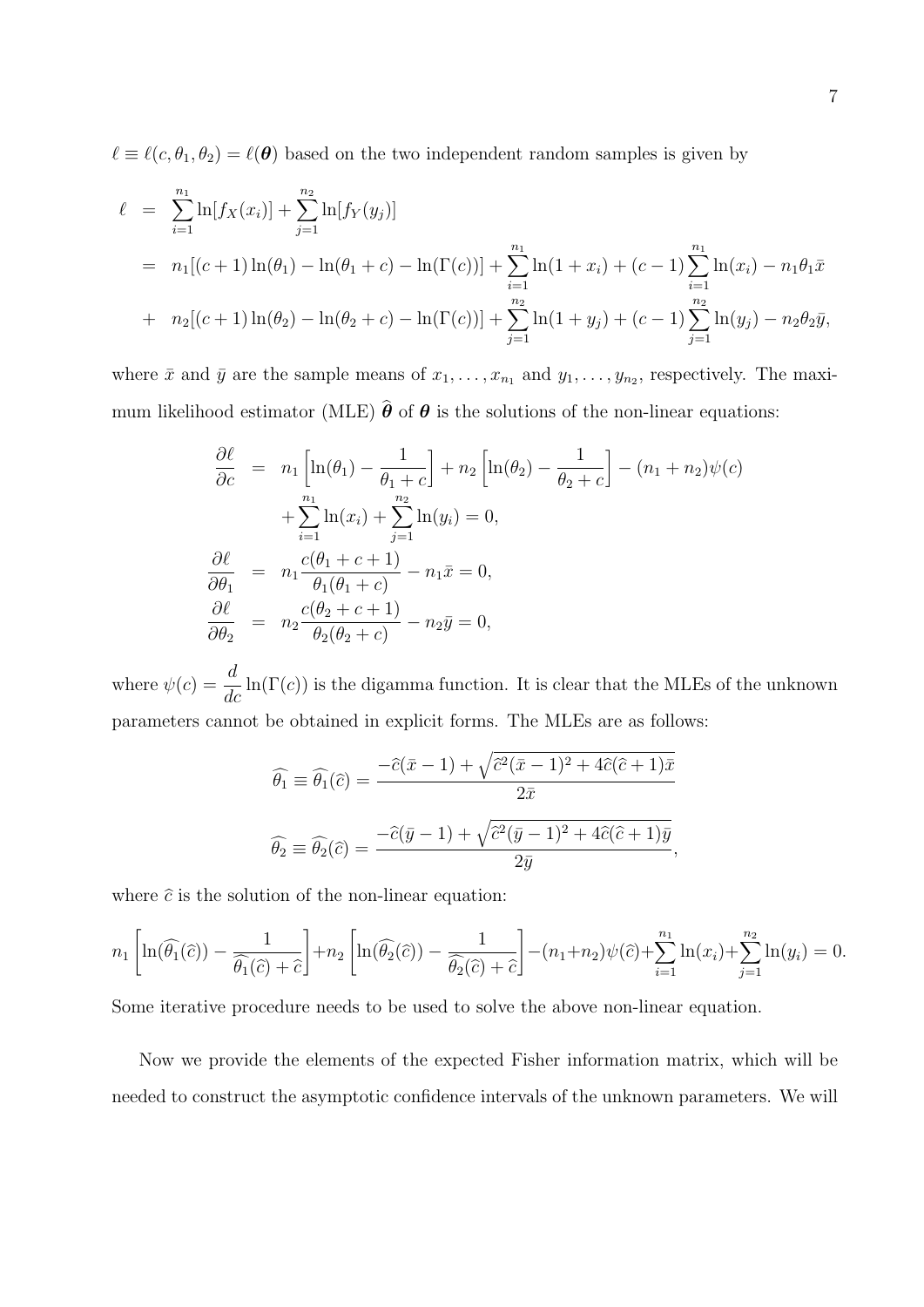$\ell \equiv \ell(c, \theta_1, \theta_2) = \ell(\boldsymbol{\theta})$ based on the two independent random samples is given by

$$
\begin{aligned}
\ell &= \sum_{i=1}^{n_1} \ln[f_X(x_i)] + \sum_{j=1}^{n_2} \ln[f_Y(y_j)] \\
&= n_1[(c+1)\ln(\theta_1) - \ln(\theta_1 + c) - \ln(\Gamma(c))] + \sum_{i=1}^{n_1} \ln(1 + x_i) + (c-1)\sum_{i=1}^{n_1} \ln(x_i) - n_1\theta_1\bar{x} \\
&+ n_2[(c+1)\ln(\theta_2) - \ln(\theta_2 + c) - \ln(\Gamma(c))] + \sum_{j=1}^{n_2} \ln(1 + y_j) + (c-1)\sum_{j=1}^{n_2} \ln(y_j) - n_2\theta_2\bar{y},
\end{aligned}
$$

where $\bar{x}$ and $\bar{y}$ are the sample means of $x_1, \ldots, x_{n_1}$ and $y_1, \ldots, y_{n_2}$, respectively. The maximum likelihood estimator (MLE) $\widehat{\boldsymbol{\theta}}$ of $\boldsymbol{\theta}$ is the solutions of the non-linear equations:

$$
\begin{aligned}
\frac{\partial \ell}{\partial c} &= n_1\left[\ln(\theta_1) - \frac{1}{\theta_1 + c}\right] + n_2\left[\ln(\theta_2) - \frac{1}{\theta_2 + c}\right] - (n_1 + n_2)\psi(c) \\
&\quad + \sum_{i=1}^{n_1} \ln(x_i) + \sum_{j=1}^{n_2} \ln(y_i) = 0, \\
\frac{\partial \ell}{\partial \theta_1} &= n_1 \frac{c(\theta_1 + c + 1)}{\theta_1(\theta_1 + c)} - n_1\bar{x} = 0, \\
\frac{\partial \ell}{\partial \theta_2} &= n_2 \frac{c(\theta_2 + c + 1)}{\theta_2(\theta_2 + c)} - n_2\bar{y} = 0,
\end{aligned}
$$

where $\psi(c) = \dfrac{d}{dc}\ln(\Gamma(c))$ is the digamma function. It is clear that the MLEs of the unknown parameters cannot be obtained in explicit forms. The MLEs are as follows:

$$
\widehat{\theta_1} \equiv \widehat{\theta_1}(\widehat{c}) = \frac{-\widehat{c}(\bar{x}-1) + \sqrt{\widehat{c}^2(\bar{x}-1)^2 + 4\widehat{c}(\widehat{c}+1)\bar{x}}}{2\bar{x}}
$$

$$
\widehat{\theta_2} \equiv \widehat{\theta_2}(\widehat{c}) = \frac{-\widehat{c}(\bar{y}-1) + \sqrt{\widehat{c}^2(\bar{y}-1)^2 + 4\widehat{c}(\widehat{c}+1)\bar{y}}}{2\bar{y}},
$$

where $\widehat{c}$ is the solution of the non-linear equation:

$$
n_1\left[\ln(\widehat{\theta_1}(\widehat{c})) - \frac{1}{\widehat{\theta_1}(\widehat{c}) + \widehat{c}}\right] + n_2\left[\ln(\widehat{\theta_2}(\widehat{c})) - \frac{1}{\widehat{\theta_2}(\widehat{c}) + \widehat{c}}\right] - (n_1+n_2)\psi(\widehat{c}) + \sum_{i=1}^{n_1} \ln(x_i) + \sum_{j=1}^{n_2} \ln(y_i) = 0.
$$

Some iterative procedure needs to be used to solve the above non-linear equation.

Now we provide the elements of the expected Fisher information matrix, which will be needed to construct the asymptotic confidence intervals of the unknown parameters. We will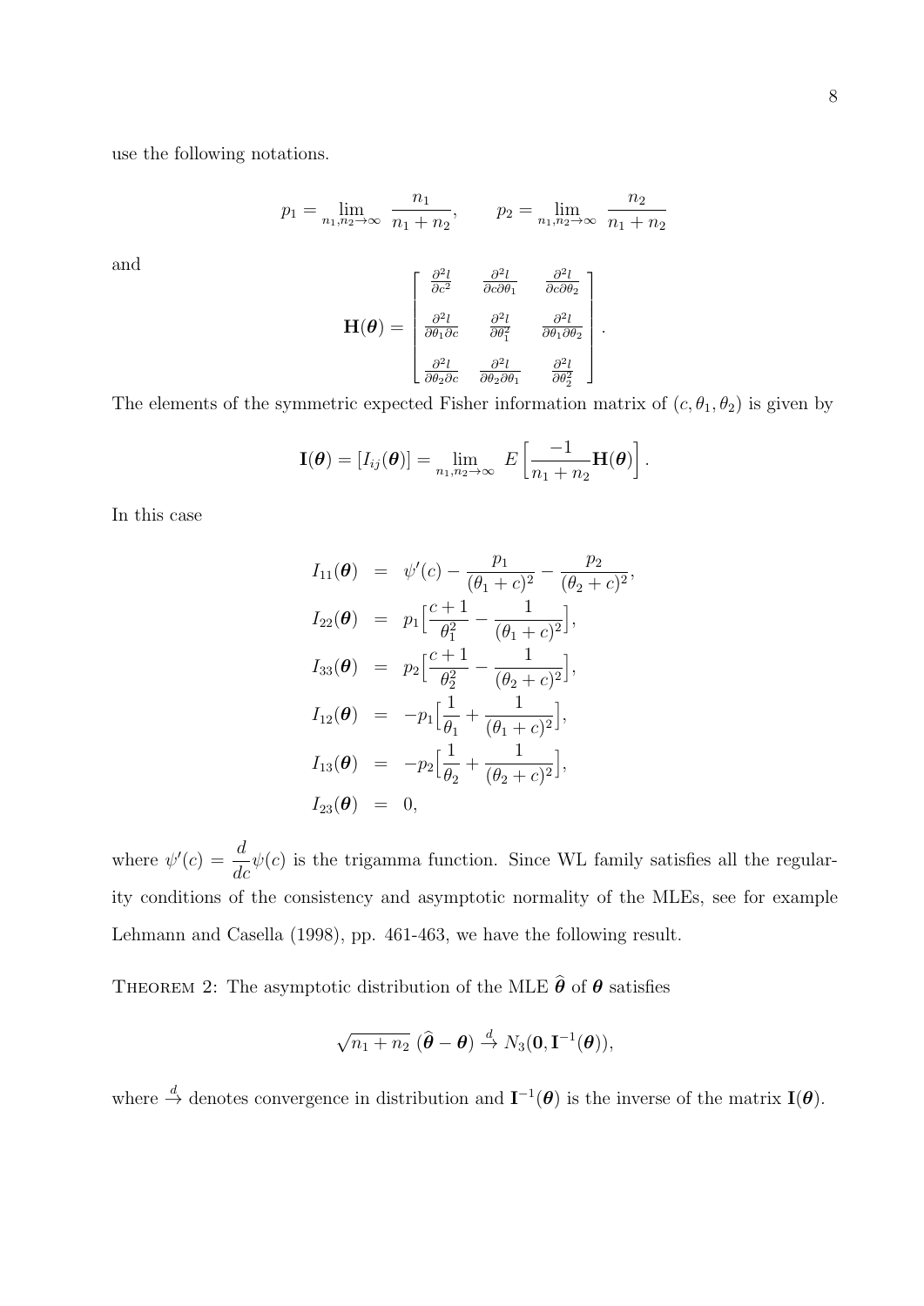use the following notations.

$$p_1 = \lim_{n_1, n_2 \to \infty} \frac{n_1}{n_1 + n_2}, \qquad p_2 = \lim_{n_1, n_2 \to \infty} \frac{n_2}{n_1 + n_2}$$

and

$$\mathbf{H}(\boldsymbol{\theta}) = \begin{bmatrix} \frac{\partial^2 l}{\partial c^2} & \frac{\partial^2 l}{\partial c \partial \theta_1} & \frac{\partial^2 l}{\partial c \partial \theta_2} \\ \frac{\partial^2 l}{\partial \theta_1 \partial c} & \frac{\partial^2 l}{\partial \theta_1^2} & \frac{\partial^2 l}{\partial \theta_1 \partial \theta_2} \\ \frac{\partial^2 l}{\partial \theta_2 \partial c} & \frac{\partial^2 l}{\partial \theta_2 \partial \theta_1} & \frac{\partial^2 l}{\partial \theta_2^2} \end{bmatrix}.$$

The elements of the symmetric expected Fisher information matrix of $(c, \theta_1, \theta_2)$ is given by

$$\mathbf{I}(\boldsymbol{\theta}) = [I_{ij}(\boldsymbol{\theta})] = \lim_{n_1, n_2 \to \infty} E\left[\frac{-1}{n_1 + n_2}\mathbf{H}(\boldsymbol{\theta})\right].$$

In this case

$$\begin{aligned}
I_{11}(\boldsymbol{\theta}) &= \psi'(c) - \frac{p_1}{(\theta_1 + c)^2} - \frac{p_2}{(\theta_2 + c)^2}, \\
I_{22}(\boldsymbol{\theta}) &= p_1\Big[\frac{c+1}{\theta_1^2} - \frac{1}{(\theta_1 + c)^2}\Big], \\
I_{33}(\boldsymbol{\theta}) &= p_2\Big[\frac{c+1}{\theta_2^2} - \frac{1}{(\theta_2 + c)^2}\Big], \\
I_{12}(\boldsymbol{\theta}) &= -p_1\Big[\frac{1}{\theta_1} + \frac{1}{(\theta_1 + c)^2}\Big], \\
I_{13}(\boldsymbol{\theta}) &= -p_2\Big[\frac{1}{\theta_2} + \frac{1}{(\theta_2 + c)^2}\Big], \\
I_{23}(\boldsymbol{\theta}) &= 0,
\end{aligned}$$

where $\psi'(c) = \dfrac{d}{dc}\psi(c)$ is the trigamma function. Since WL family satisfies all the regularity conditions of the consistency and asymptotic normality of the MLEs, see for example Lehmann and Casella (1998), pp. 461-463, we have the following result.

Theorem 2: The asymptotic distribution of the MLE $\widehat{\boldsymbol{\theta}}$ of $\boldsymbol{\theta}$ satisfies

$$\sqrt{n_1 + n_2}\ (\widehat{\boldsymbol{\theta}} - \boldsymbol{\theta}) \xrightarrow{d} N_3(\mathbf{0}, \mathbf{I}^{-1}(\boldsymbol{\theta})),$$

where $\xrightarrow{d}$ denotes convergence in distribution and $\mathbf{I}^{-1}(\boldsymbol{\theta})$ is the inverse of the matrix $\mathbf{I}(\boldsymbol{\theta})$.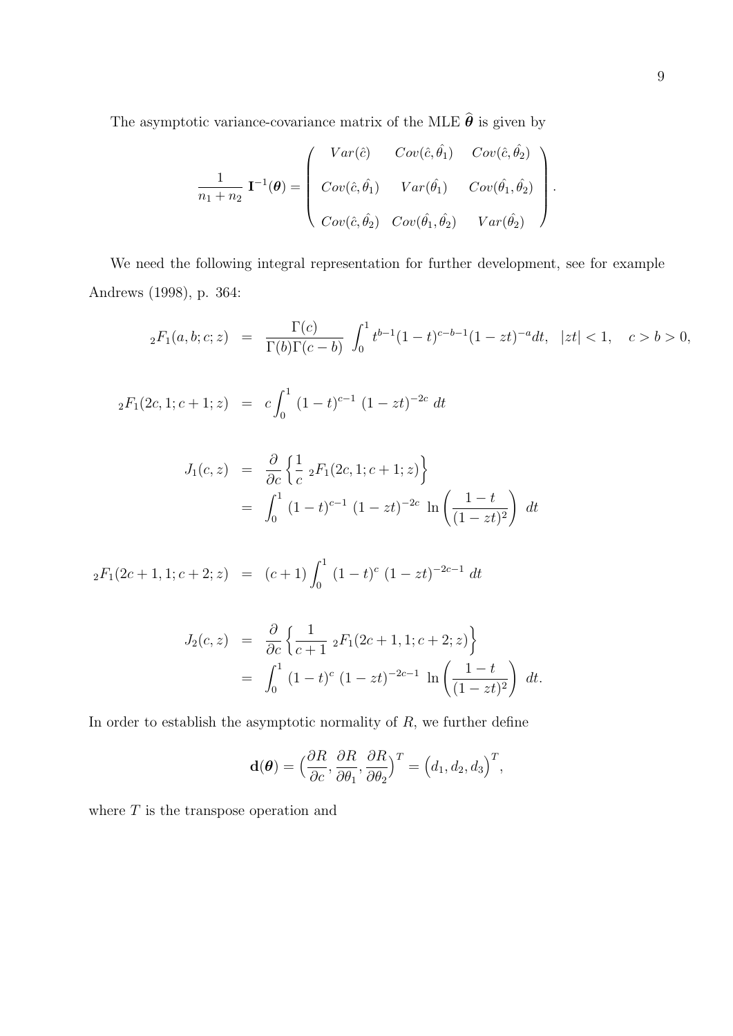The asymptotic variance-covariance matrix of the MLE $\widehat{\boldsymbol{\theta}}$ is given by

$$
\frac{1}{n_1+n_2}\,\mathbf{I}^{-1}(\boldsymbol{\theta}) = \begin{pmatrix} Var(\hat{c}) & Cov(\hat{c},\hat{\theta_1}) & Cov(\hat{c},\hat{\theta_2}) \\ Cov(\hat{c},\hat{\theta_1}) & Var(\hat{\theta_1}) & Cov(\hat{\theta_1},\hat{\theta_2}) \\ Cov(\hat{c},\hat{\theta_2}) & Cov(\hat{\theta_1},\hat{\theta_2}) & Var(\hat{\theta_2}) \end{pmatrix}.
$$

We need the following integral representation for further development, see for example Andrews (1998), p. 364:

$$
{}_2F_1(a,b;c;z) = \frac{\Gamma(c)}{\Gamma(b)\Gamma(c-b)}\int_0^1 t^{b-1}(1-t)^{c-b-1}(1-zt)^{-a}dt, \quad |zt|<1, \quad c>b>0,
$$

$$
{}_2F_1(2c,1;c+1;z) = c\int_0^1 (1-t)^{c-1}\,(1-zt)^{-2c}\,dt
$$

$$
\begin{aligned}
J_1(c,z) &= \frac{\partial}{\partial c}\left\{\frac{1}{c}\,{}_2F_1(2c,1;c+1;z)\right\} \\
&= \int_0^1 (1-t)^{c-1}\,(1-zt)^{-2c}\,\ln\left(\frac{1-t}{(1-zt)^2}\right)\,dt
\end{aligned}
$$

$$
{}_2F_1(2c+1,1;c+2;z) = (c+1)\int_0^1 (1-t)^{c}\,(1-zt)^{-2c-1}\,dt
$$

$$
\begin{aligned}
J_2(c,z) &= \frac{\partial}{\partial c}\left\{\frac{1}{c+1}\,{}_2F_1(2c+1,1;c+2;z)\right\} \\
&= \int_0^1 (1-t)^{c}\,(1-zt)^{-2c-1}\,\ln\left(\frac{1-t}{(1-zt)^2}\right)\,dt.
\end{aligned}
$$

In order to establish the asymptotic normality of $R$, we further define

$$
\mathbf{d}(\boldsymbol{\theta}) = \Big(\frac{\partial R}{\partial c},\frac{\partial R}{\partial \theta_1},\frac{\partial R}{\partial \theta_2}\Big)^T = \Big(d_1,d_2,d_3\Big)^T,
$$

where $T$ is the transpose operation and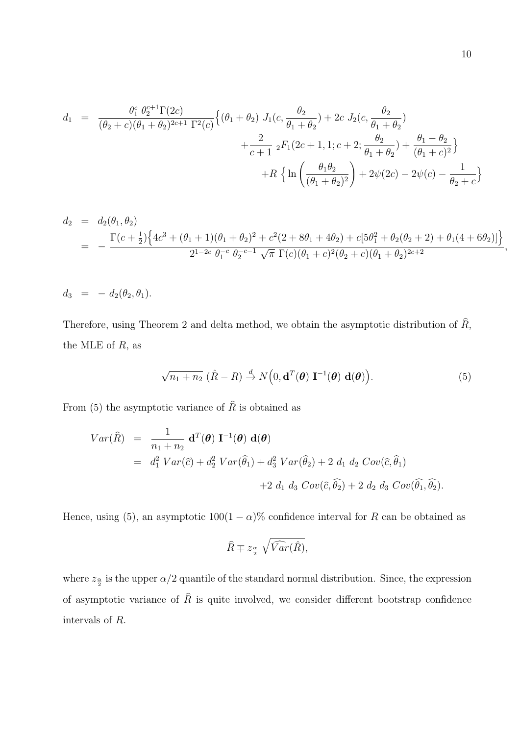$$
\begin{aligned}
d_1 &= \frac{\theta_1^c \, \theta_2^{c+1} \Gamma(2c)}{(\theta_2 + c)(\theta_1 + \theta_2)^{2c+1} \, \Gamma^2(c)} \Big\{ (\theta_1 + \theta_2) \; J_1(c, \frac{\theta_2}{\theta_1 + \theta_2}) + 2c \; J_2(c, \frac{\theta_2}{\theta_1 + \theta_2}) \\
&\qquad + \frac{2}{c+1} \; {}_2F_1(2c+1, 1; c+2; \frac{\theta_2}{\theta_1 + \theta_2}) + \frac{\theta_1 - \theta_2}{(\theta_1 + c)^2} \Big\} \\
&\qquad + R \, \Big\{ \ln \left( \frac{\theta_1 \theta_2}{(\theta_1 + \theta_2)^2} \right) + 2\psi(2c) - 2\psi(c) - \frac{1}{\theta_2 + c} \Big\}
\end{aligned}
$$

$$
\begin{aligned}
d_2 &= d_2(\theta_1, \theta_2) \\
&= - \frac{\Gamma(c + \frac{1}{2}) \Big\{ 4c^3 + (\theta_1 + 1)(\theta_1 + \theta_2)^2 + c^2(2 + 8\theta_1 + 4\theta_2) + c[5\theta_1^2 + \theta_2(\theta_2 + 2) + \theta_1(4 + 6\theta_2)] \Big\}}{2^{1-2c} \, \theta_1^{-c} \, \theta_2^{-c-1} \, \sqrt{\pi} \, \Gamma(c)(\theta_1 + c)^2(\theta_2 + c)(\theta_1 + \theta_2)^{2c+2}},
\end{aligned}
$$

$$
d_3 = - \, d_2(\theta_2, \theta_1).
$$

Therefore, using Theorem 2 and delta method, we obtain the asymptotic distribution of $\widehat{R}$, the MLE of $R$, as

$$
\sqrt{n_1 + n_2} \; (\hat{R} - R) \xrightarrow{d} N\Big(0, \mathbf{d}^T(\boldsymbol{\theta}) \; \mathbf{I}^{-1}(\boldsymbol{\theta}) \; \mathbf{d}(\boldsymbol{\theta})\Big). \tag{5}
$$

From (5) the asymptotic variance of $\widehat{R}$ is obtained as

$$
\begin{aligned}
Var(\widehat{R}) &= \frac{1}{n_1 + n_2} \; \mathbf{d}^T(\boldsymbol{\theta}) \; \mathbf{I}^{-1}(\boldsymbol{\theta}) \; \mathbf{d}(\boldsymbol{\theta}) \\
&= d_1^2 \; Var(\widehat{c}) + d_2^2 \; Var(\widehat{\theta}_1) + d_3^2 \; Var(\widehat{\theta}_2) + 2 \; d_1 \; d_2 \; Cov(\widehat{c}, \widehat{\theta}_1) \\
&\qquad + 2 \; d_1 \; d_3 \; Cov(\widehat{c}, \widehat{\theta_2}) + 2 \; d_2 \; d_3 \; Cov(\widehat{\theta_1}, \widehat{\theta_2}).
\end{aligned}
$$

Hence, using (5), an asymptotic $100(1 - \alpha)\%$ confidence interval for $R$ can be obtained as

$$
\widehat{R} \mp z_{\frac{\alpha}{2}} \; \sqrt{\widehat{Var}(\hat{R})},
$$

where $z_{\frac{\alpha}{2}}$ is the upper $\alpha/2$ quantile of the standard normal distribution. Since, the expression of asymptotic variance of $\widehat{R}$ is quite involved, we consider different bootstrap confidence intervals of $R$.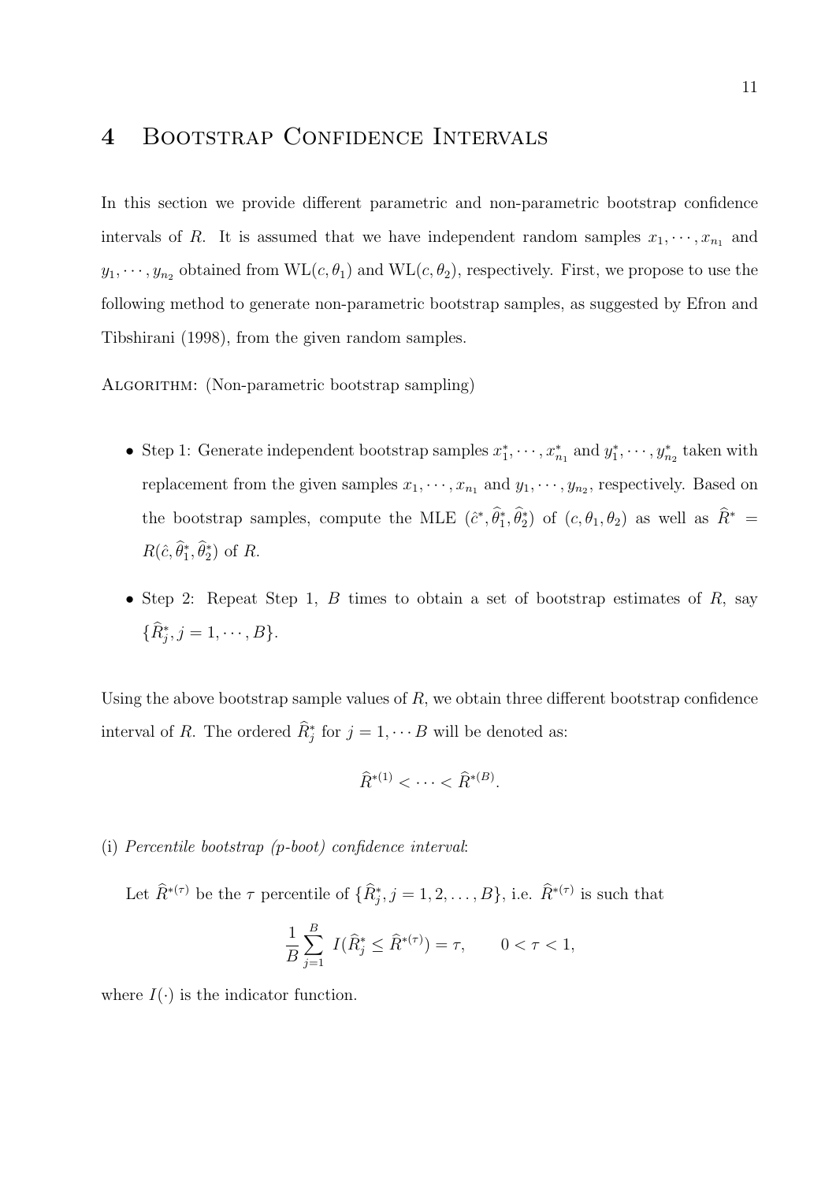## 4 Bootstrap Confidence Intervals

In this section we provide different parametric and non-parametric bootstrap confidence intervals of $R$. It is assumed that we have independent random samples $x_1, \cdots, x_{n_1}$ and $y_1, \cdots, y_{n_2}$ obtained from $\mathrm{WL}(c, \theta_1)$ and $\mathrm{WL}(c, \theta_2)$, respectively. First, we propose to use the following method to generate non-parametric bootstrap samples, as suggested by Efron and Tibshirani (1998), from the given random samples.

Algorithm: (Non-parametric bootstrap sampling)

- Step 1: Generate independent bootstrap samples $x_1^*, \cdots, x_{n_1}^*$ and $y_1^*, \cdots, y_{n_2}^*$ taken with replacement from the given samples $x_1, \cdots, x_{n_1}$ and $y_1, \cdots, y_{n_2}$, respectively. Based on the bootstrap samples, compute the MLE $(\hat{c}^*, \widehat{\theta}_1^*, \widehat{\theta}_2^*)$ of $(c, \theta_1, \theta_2)$ as well as $\widehat{R}^* = R(\hat{c}, \widehat{\theta}_1^*, \widehat{\theta}_2^*)$ of $R$.

- Step 2: Repeat Step 1, $B$ times to obtain a set of bootstrap estimates of $R$, say $\{\widehat{R}_j^*, j = 1, \cdots, B\}$.

Using the above bootstrap sample values of $R$, we obtain three different bootstrap confidence interval of $R$. The ordered $\widehat{R}_j^*$ for $j = 1, \cdots B$ will be denoted as:

$$\widehat{R}^{*(1)} < \cdots < \widehat{R}^{*(B)}.$$

(i) *Percentile bootstrap (p-boot) confidence interval*:

Let $\widehat{R}^{*(\tau)}$ be the $\tau$ percentile of $\{\widehat{R}_j^*, j = 1, 2, \ldots, B\}$, i.e. $\widehat{R}^{*(\tau)}$ is such that

$$\frac{1}{B} \sum_{j=1}^{B} I(\widehat{R}_j^* \leq \widehat{R}^{*(\tau)}) = \tau, \qquad 0 < \tau < 1,$$

where $I(\cdot)$ is the indicator function.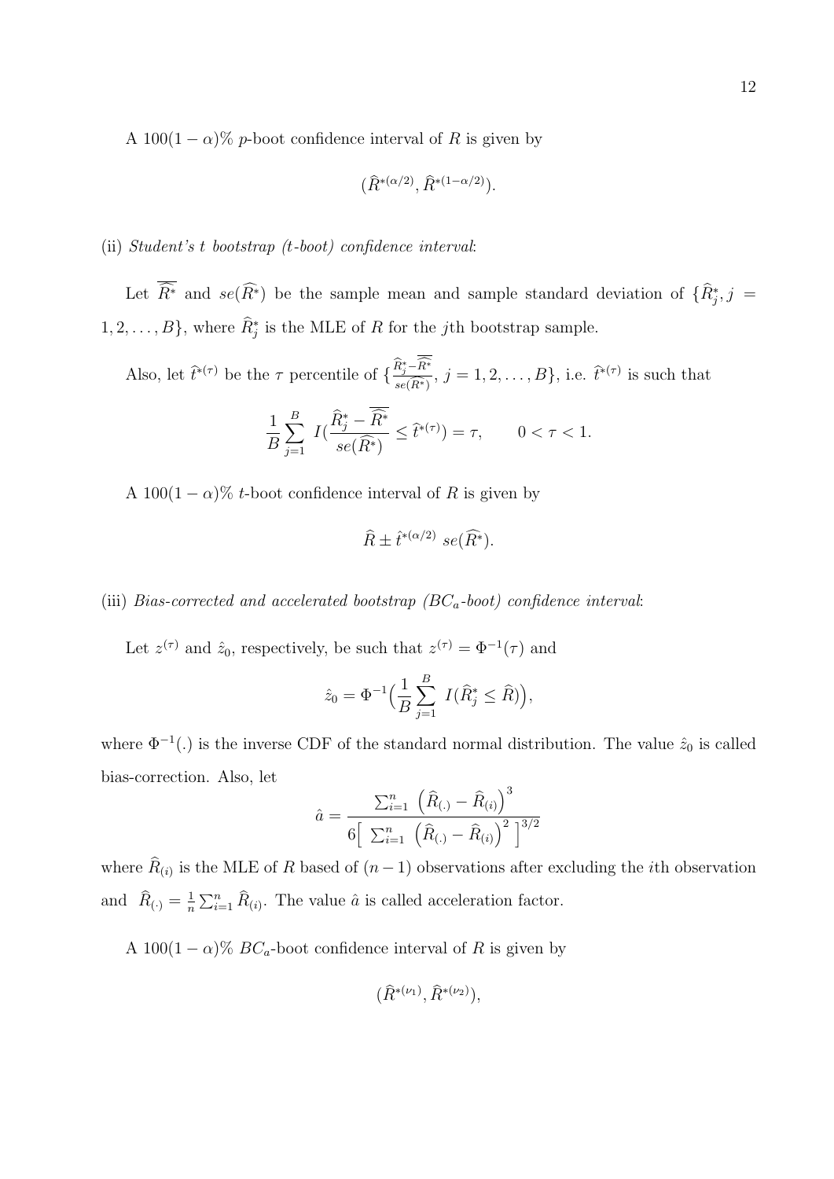A $100(1-\alpha)\%$ *p*-boot confidence interval of $R$ is given by

$$(\widehat{R}^{*(\alpha/2)}, \widehat{R}^{*(1-\alpha/2)}).$$

(ii) *Student's t bootstrap (t-boot) confidence interval*:

Let $\overline{\widehat{R}^*}$ and $se(\widehat{R}^*)$ be the sample mean and sample standard deviation of $\{\widehat{R}_j^*, j = 1, 2, \ldots, B\}$, where $\widehat{R}_j^*$ is the MLE of $R$ for the $j$th bootstrap sample.

Also, let $\hat{t}^{*(\tau)}$ be the $\tau$ percentile of $\{\frac{\widehat{R}_j^* - \overline{\widehat{R}^*}}{se(\widehat{R}^*)}, \, j = 1, 2, \ldots, B\}$, i.e. $\hat{t}^{*(\tau)}$ is such that

$$\frac{1}{B}\sum_{j=1}^{B} \; I(\frac{\widehat{R}_j^* - \overline{\widehat{R}^*}}{se(\widehat{R}^*)} \leq \hat{t}^{*(\tau)}) = \tau, \qquad 0 < \tau < 1.$$

A $100(1-\alpha)\%$ *t*-boot confidence interval of $R$ is given by

$$\widehat{R} \pm \hat{t}^{*(\alpha/2)} \; se(\widehat{R}^*).$$

(iii) *Bias-corrected and accelerated bootstrap ($BC_a$-boot) confidence interval*:

Let $z^{(\tau)}$ and $\hat{z}_0$, respectively, be such that $z^{(\tau)} = \Phi^{-1}(\tau)$ and

$$\hat{z}_0 = \Phi^{-1}\Big(\frac{1}{B}\sum_{j=1}^{B} \; I(\widehat{R}_j^* \leq \widehat{R})\Big),$$

where $\Phi^{-1}(.)$ is the inverse CDF of the standard normal distribution. The value $\hat{z}_0$ is called bias-correction. Also, let

$$\hat{a} = \frac{\sum_{i=1}^{n} \; \Big(\widehat{R}_{(.)} - \widehat{R}_{(i)}\Big)^3}{6\Big[\; \sum_{i=1}^{n} \; \Big(\widehat{R}_{(.)} - \widehat{R}_{(i)}\Big)^2 \; \Big]^{3/2}}$$

where $\widehat{R}_{(i)}$ is the MLE of $R$ based of $(n-1)$ observations after excluding the $i$th observation and $\widehat{R}_{(\cdot)} = \frac{1}{n}\sum_{i=1}^{n} \widehat{R}_{(i)}$. The value $\hat{a}$ is called acceleration factor.

A $100(1-\alpha)\%$ $BC_a$-boot confidence interval of $R$ is given by

$$(\widehat{R}^{*(\nu_1)}, \widehat{R}^{*(\nu_2)}),$$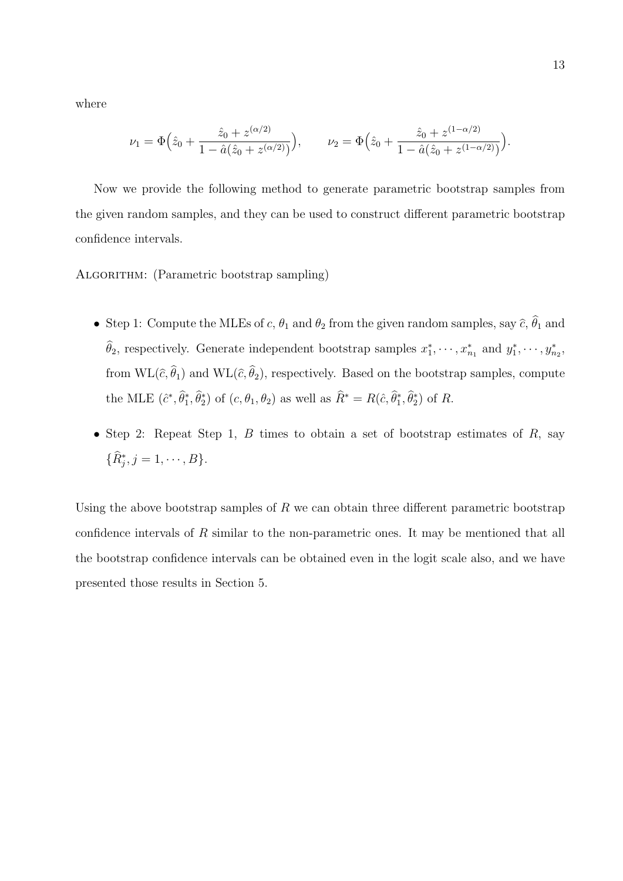where

$$\nu_1 = \Phi\Big(\hat{z}_0 + \frac{\hat{z}_0 + z^{(\alpha/2)}}{1 - \hat{a}(\hat{z}_0 + z^{(\alpha/2)})}\Big), \qquad \nu_2 = \Phi\Big(\hat{z}_0 + \frac{\hat{z}_0 + z^{(1-\alpha/2)}}{1 - \hat{a}(\hat{z}_0 + z^{(1-\alpha/2)})}\Big).$$

Now we provide the following method to generate parametric bootstrap samples from the given random samples, and they can be used to construct different parametric bootstrap confidence intervals.

ALGORITHM: (Parametric bootstrap sampling)

- Step 1: Compute the MLEs of $c$, $\theta_1$ and $\theta_2$ from the given random samples, say $\widehat{c}$, $\widehat{\theta}_1$ and $\widehat{\theta}_2$, respectively. Generate independent bootstrap samples $x_1^*, \cdots, x_{n_1}^*$ and $y_1^*, \cdots, y_{n_2}^*$, from $\text{WL}(\widehat{c}, \widehat{\theta}_1)$ and $\text{WL}(\widehat{c}, \widehat{\theta}_2)$, respectively. Based on the bootstrap samples, compute the MLE $(\hat{c}^*, \widehat{\theta}_1^*, \widehat{\theta}_2^*)$ of $(c, \theta_1, \theta_2)$ as well as $\widehat{R}^* = R(\hat{c}, \widehat{\theta}_1^*, \widehat{\theta}_2^*)$ of $R$.

- Step 2: Repeat Step 1, $B$ times to obtain a set of bootstrap estimates of $R$, say $\{\widehat{R}_j^*, j = 1, \cdots, B\}$.

Using the above bootstrap samples of $R$ we can obtain three different parametric bootstrap confidence intervals of $R$ similar to the non-parametric ones. It may be mentioned that all the bootstrap confidence intervals can be obtained even in the logit scale also, and we have presented those results in Section 5.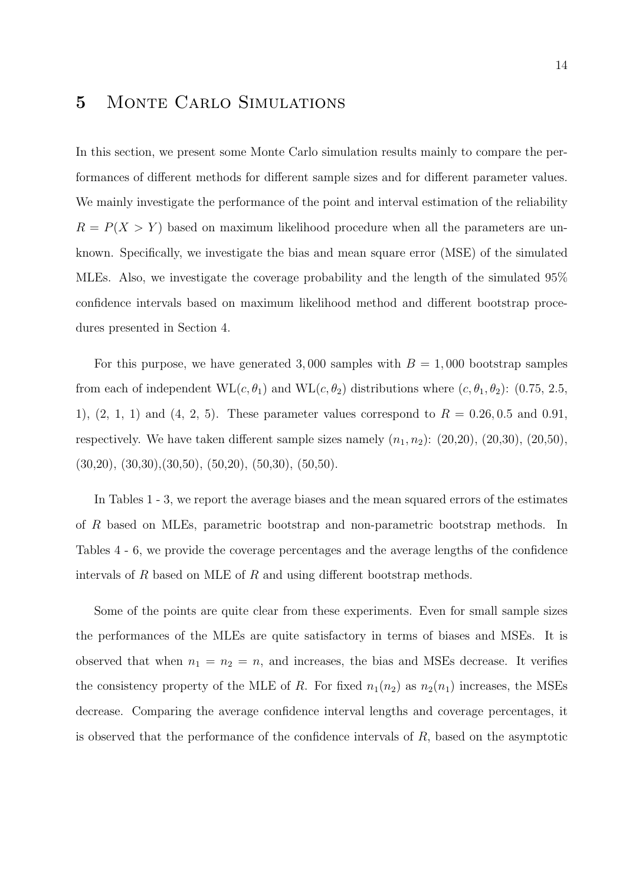## 5 Monte Carlo Simulations

In this section, we present some Monte Carlo simulation results mainly to compare the performances of different methods for different sample sizes and for different parameter values. We mainly investigate the performance of the point and interval estimation of the reliability $R = P(X > Y)$ based on maximum likelihood procedure when all the parameters are unknown. Specifically, we investigate the bias and mean square error (MSE) of the simulated MLEs. Also, we investigate the coverage probability and the length of the simulated 95% confidence intervals based on maximum likelihood method and different bootstrap procedures presented in Section 4.

For this purpose, we have generated 3,000 samples with $B = 1,000$ bootstrap samples from each of independent $\mathrm{WL}(c, \theta_1)$ and $\mathrm{WL}(c, \theta_2)$ distributions where $(c, \theta_1, \theta_2)$: (0.75, 2.5, 1), (2, 1, 1) and (4, 2, 5). These parameter values correspond to $R = 0.26, 0.5$ and $0.91$, respectively. We have taken different sample sizes namely $(n_1, n_2)$: (20,20), (20,30), (20,50), (30,20), (30,30),(30,50), (50,20), (50,30), (50,50).

In Tables 1 - 3, we report the average biases and the mean squared errors of the estimates of $R$ based on MLEs, parametric bootstrap and non-parametric bootstrap methods. In Tables 4 - 6, we provide the coverage percentages and the average lengths of the confidence intervals of $R$ based on MLE of $R$ and using different bootstrap methods.

Some of the points are quite clear from these experiments. Even for small sample sizes the performances of the MLEs are quite satisfactory in terms of biases and MSEs. It is observed that when $n_1 = n_2 = n$, and increases, the bias and MSEs decrease. It verifies the consistency property of the MLE of $R$. For fixed $n_1(n_2)$ as $n_2(n_1)$ increases, the MSEs decrease. Comparing the average confidence interval lengths and coverage percentages, it is observed that the performance of the confidence intervals of $R$, based on the asymptotic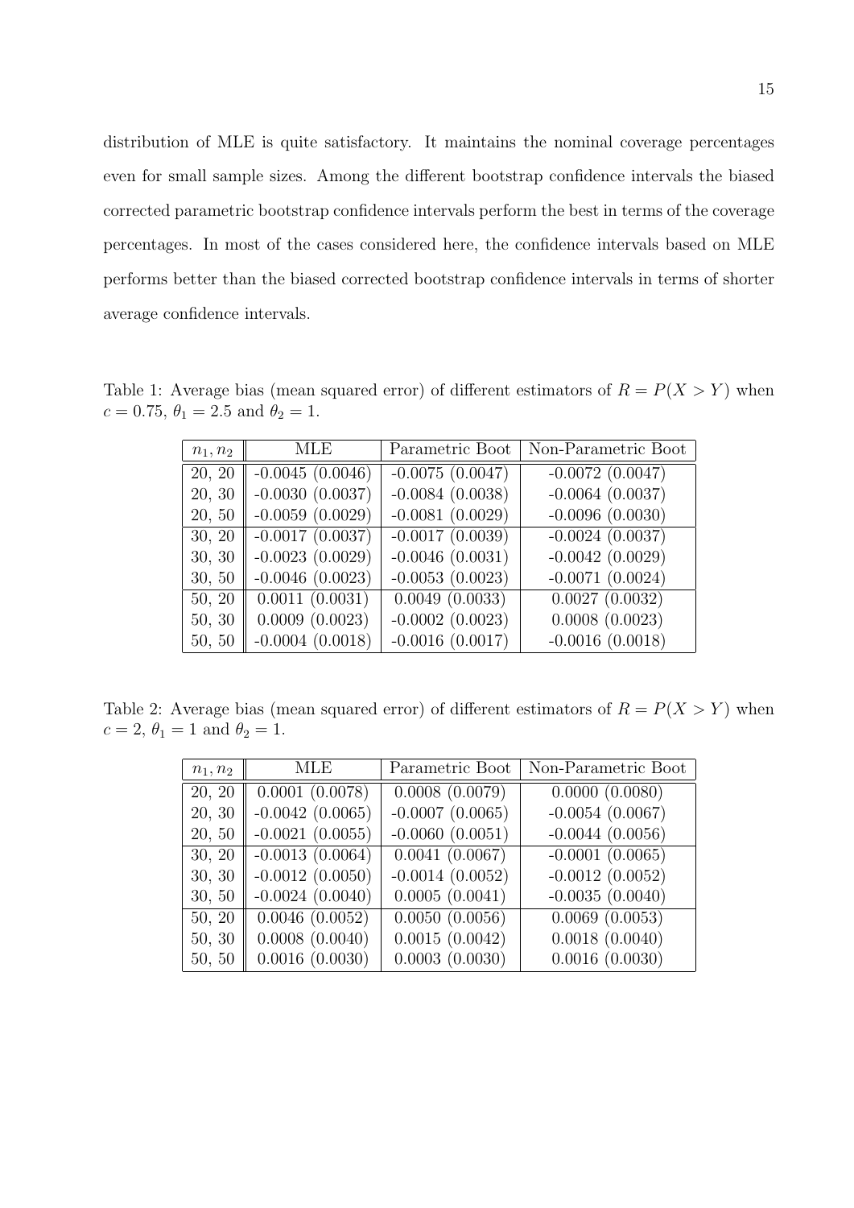distribution of MLE is quite satisfactory. It maintains the nominal coverage percentages even for small sample sizes. Among the different bootstrap confidence intervals the biased corrected parametric bootstrap confidence intervals perform the best in terms of the coverage percentages. In most of the cases considered here, the confidence intervals based on MLE performs better than the biased corrected bootstrap confidence intervals in terms of shorter average confidence intervals.

Table 1: Average bias (mean squared error) of different estimators of $R = P(X > Y)$ when $c = 0.75$, $\theta_1 = 2.5$ and $\theta_2 = 1$.

| $n_1, n_2$ | MLE | Parametric Boot | Non-Parametric Boot |
|---|---|---|---|
| 20, 20 | -0.0045 (0.0046) | -0.0075 (0.0047) | -0.0072 (0.0047) |
| 20, 30 | -0.0030 (0.0037) | -0.0084 (0.0038) | -0.0064 (0.0037) |
| 20, 50 | -0.0059 (0.0029) | -0.0081 (0.0029) | -0.0096 (0.0030) |
| 30, 20 | -0.0017 (0.0037) | -0.0017 (0.0039) | -0.0024 (0.0037) |
| 30, 30 | -0.0023 (0.0029) | -0.0046 (0.0031) | -0.0042 (0.0029) |
| 30, 50 | -0.0046 (0.0023) | -0.0053 (0.0023) | -0.0071 (0.0024) |
| 50, 20 | 0.0011 (0.0031) | 0.0049 (0.0033) | 0.0027 (0.0032) |
| 50, 30 | 0.0009 (0.0023) | -0.0002 (0.0023) | 0.0008 (0.0023) |
| 50, 50 | -0.0004 (0.0018) | -0.0016 (0.0017) | -0.0016 (0.0018) |

Table 2: Average bias (mean squared error) of different estimators of $R = P(X > Y)$ when $c = 2$, $\theta_1 = 1$ and $\theta_2 = 1$.

| $n_1, n_2$ | MLE | Parametric Boot | Non-Parametric Boot |
|---|---|---|---|
| 20, 20 | 0.0001 (0.0078) | 0.0008 (0.0079) | 0.0000 (0.0080) |
| 20, 30 | -0.0042 (0.0065) | -0.0007 (0.0065) | -0.0054 (0.0067) |
| 20, 50 | -0.0021 (0.0055) | -0.0060 (0.0051) | -0.0044 (0.0056) |
| 30, 20 | -0.0013 (0.0064) | 0.0041 (0.0067) | -0.0001 (0.0065) |
| 30, 30 | -0.0012 (0.0050) | -0.0014 (0.0052) | -0.0012 (0.0052) |
| 30, 50 | -0.0024 (0.0040) | 0.0005 (0.0041) | -0.0035 (0.0040) |
| 50, 20 | 0.0046 (0.0052) | 0.0050 (0.0056) | 0.0069 (0.0053) |
| 50, 30 | 0.0008 (0.0040) | 0.0015 (0.0042) | 0.0018 (0.0040) |
| 50, 50 | 0.0016 (0.0030) | 0.0003 (0.0030) | 0.0016 (0.0030) |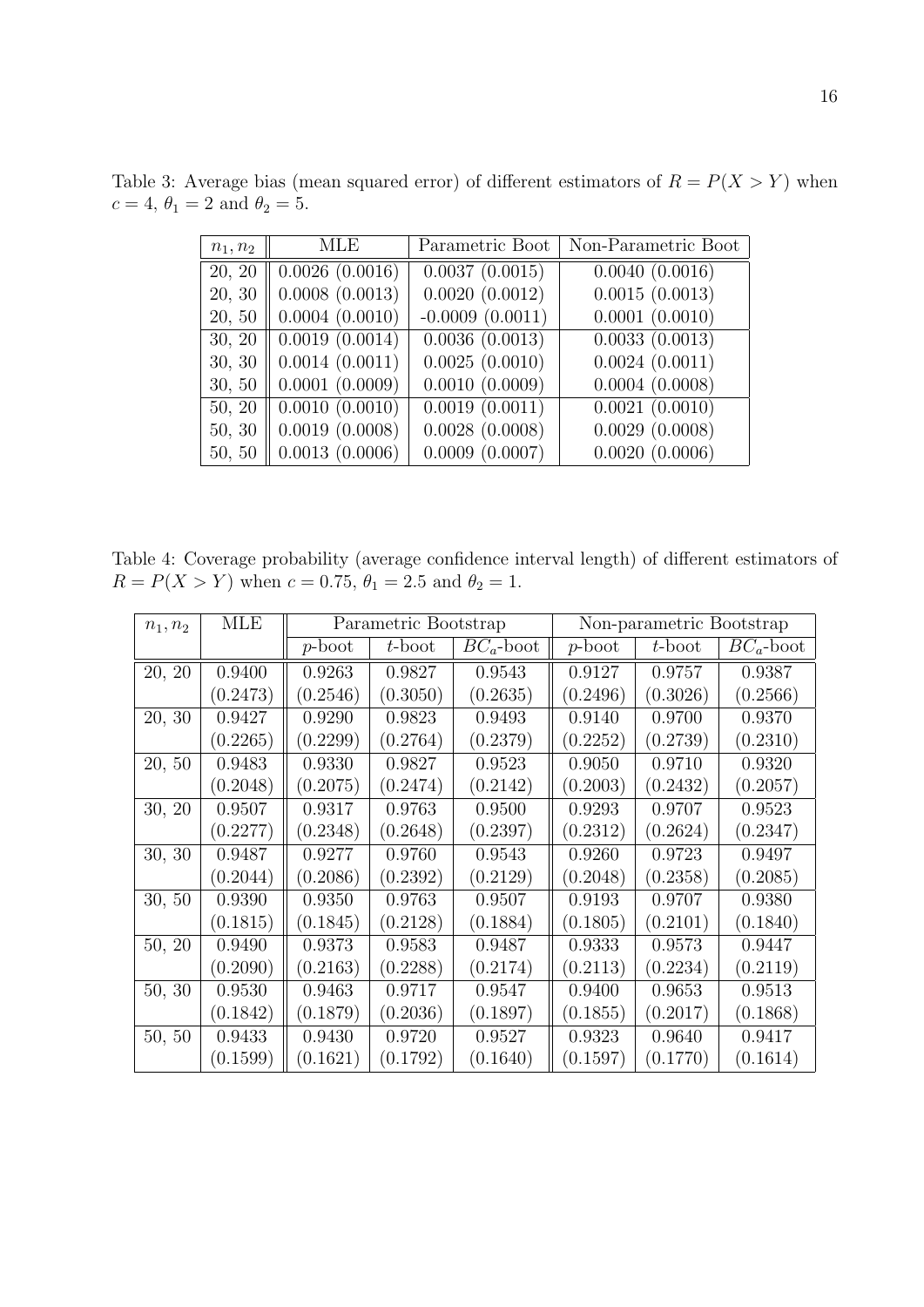Table 3: Average bias (mean squared error) of different estimators of $R = P(X > Y)$ when $c = 4$, $\theta_1 = 2$ and $\theta_2 = 5$.

| $n_1, n_2$ | MLE | Parametric Boot | Non-Parametric Boot |
|---|---|---|---|
| 20, 20 | 0.0026 (0.0016) | 0.0037 (0.0015) | 0.0040 (0.0016) |
| 20, 30 | 0.0008 (0.0013) | 0.0020 (0.0012) | 0.0015 (0.0013) |
| 20, 50 | 0.0004 (0.0010) | -0.0009 (0.0011) | 0.0001 (0.0010) |
| 30, 20 | 0.0019 (0.0014) | 0.0036 (0.0013) | 0.0033 (0.0013) |
| 30, 30 | 0.0014 (0.0011) | 0.0025 (0.0010) | 0.0024 (0.0011) |
| 30, 50 | 0.0001 (0.0009) | 0.0010 (0.0009) | 0.0004 (0.0008) |
| 50, 20 | 0.0010 (0.0010) | 0.0019 (0.0011) | 0.0021 (0.0010) |
| 50, 30 | 0.0019 (0.0008) | 0.0028 (0.0008) | 0.0029 (0.0008) |
| 50, 50 | 0.0013 (0.0006) | 0.0009 (0.0007) | 0.0020 (0.0006) |

Table 4: Coverage probability (average confidence interval length) of different estimators of $R = P(X > Y)$ when $c = 0.75$, $\theta_1 = 2.5$ and $\theta_2 = 1$.

| $n_1, n_2$ | MLE | Parametric Bootstrap | | | Non-parametric Bootstrap | | |
|---|---|---|---|---|---|---|---|
| | | $p$-boot | $t$-boot | $BC_a$-boot | $p$-boot | $t$-boot | $BC_a$-boot |
| 20, 20 | 0.9400 | 0.9263 | 0.9827 | 0.9543 | 0.9127 | 0.9757 | 0.9387 |
| | (0.2473) | (0.2546) | (0.3050) | (0.2635) | (0.2496) | (0.3026) | (0.2566) |
| 20, 30 | 0.9427 | 0.9290 | 0.9823 | 0.9493 | 0.9140 | 0.9700 | 0.9370 |
| | (0.2265) | (0.2299) | (0.2764) | (0.2379) | (0.2252) | (0.2739) | (0.2310) |
| 20, 50 | 0.9483 | 0.9330 | 0.9827 | 0.9523 | 0.9050 | 0.9710 | 0.9320 |
| | (0.2048) | (0.2075) | (0.2474) | (0.2142) | (0.2003) | (0.2432) | (0.2057) |
| 30, 20 | 0.9507 | 0.9317 | 0.9763 | 0.9500 | 0.9293 | 0.9707 | 0.9523 |
| | (0.2277) | (0.2348) | (0.2648) | (0.2397) | (0.2312) | (0.2624) | (0.2347) |
| 30, 30 | 0.9487 | 0.9277 | 0.9760 | 0.9543 | 0.9260 | 0.9723 | 0.9497 |
| | (0.2044) | (0.2086) | (0.2392) | (0.2129) | (0.2048) | (0.2358) | (0.2085) |
| 30, 50 | 0.9390 | 0.9350 | 0.9763 | 0.9507 | 0.9193 | 0.9707 | 0.9380 |
| | (0.1815) | (0.1845) | (0.2128) | (0.1884) | (0.1805) | (0.2101) | (0.1840) |
| 50, 20 | 0.9490 | 0.9373 | 0.9583 | 0.9487 | 0.9333 | 0.9573 | 0.9447 |
| | (0.2090) | (0.2163) | (0.2288) | (0.2174) | (0.2113) | (0.2234) | (0.2119) |
| 50, 30 | 0.9530 | 0.9463 | 0.9717 | 0.9547 | 0.9400 | 0.9653 | 0.9513 |
| | (0.1842) | (0.1879) | (0.2036) | (0.1897) | (0.1855) | (0.2017) | (0.1868) |
| 50, 50 | 0.9433 | 0.9430 | 0.9720 | 0.9527 | 0.9323 | 0.9640 | 0.9417 |
| | (0.1599) | (0.1621) | (0.1792) | (0.1640) | (0.1597) | (0.1770) | (0.1614) |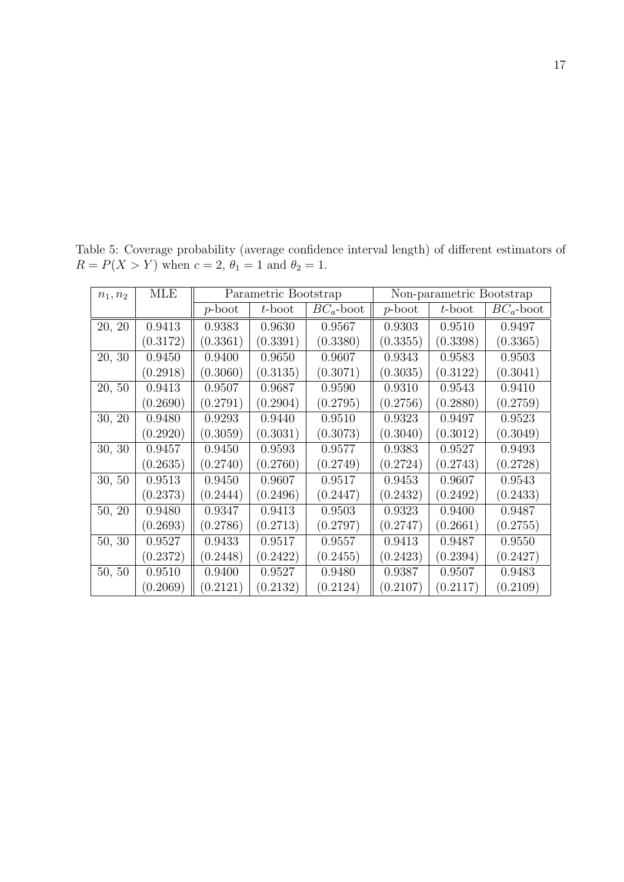Table 5: Coverage probability (average confidence interval length) of different estimators of $R = P(X > Y)$ when $c = 2$, $\theta_1 = 1$ and $\theta_2 = 1$.

| $n_1, n_2$ | MLE | Parametric Bootstrap | | | Non-parametric Bootstrap | | |
|---|---|---|---|---|---|---|---|
| | | $p$-boot | $t$-boot | $BC_a$-boot | $p$-boot | $t$-boot | $BC_a$-boot |
| 20, 20 | 0.9413 | 0.9383 | 0.9630 | 0.9567 | 0.9303 | 0.9510 | 0.9497 |
| | (0.3172) | (0.3361) | (0.3391) | (0.3380) | (0.3355) | (0.3398) | (0.3365) |
| 20, 30 | 0.9450 | 0.9400 | 0.9650 | 0.9607 | 0.9343 | 0.9583 | 0.9503 |
| | (0.2918) | (0.3060) | (0.3135) | (0.3071) | (0.3035) | (0.3122) | (0.3041) |
| 20, 50 | 0.9413 | 0.9507 | 0.9687 | 0.9590 | 0.9310 | 0.9543 | 0.9410 |
| | (0.2690) | (0.2791) | (0.2904) | (0.2795) | (0.2756) | (0.2880) | (0.2759) |
| 30, 20 | 0.9480 | 0.9293 | 0.9440 | 0.9510 | 0.9323 | 0.9497 | 0.9523 |
| | (0.2920) | (0.3059) | (0.3031) | (0.3073) | (0.3040) | (0.3012) | (0.3049) |
| 30, 30 | 0.9457 | 0.9450 | 0.9593 | 0.9577 | 0.9383 | 0.9527 | 0.9493 |
| | (0.2635) | (0.2740) | (0.2760) | (0.2749) | (0.2724) | (0.2743) | (0.2728) |
| 30, 50 | 0.9513 | 0.9450 | 0.9607 | 0.9517 | 0.9453 | 0.9607 | 0.9543 |
| | (0.2373) | (0.2444) | (0.2496) | (0.2447) | (0.2432) | (0.2492) | (0.2433) |
| 50, 20 | 0.9480 | 0.9347 | 0.9413 | 0.9503 | 0.9323 | 0.9400 | 0.9487 |
| | (0.2693) | (0.2786) | (0.2713) | (0.2797) | (0.2747) | (0.2661) | (0.2755) |
| 50, 30 | 0.9527 | 0.9433 | 0.9517 | 0.9557 | 0.9413 | 0.9487 | 0.9550 |
| | (0.2372) | (0.2448) | (0.2422) | (0.2455) | (0.2423) | (0.2394) | (0.2427) |
| 50, 50 | 0.9510 | 0.9400 | 0.9527 | 0.9480 | 0.9387 | 0.9507 | 0.9483 |
| | (0.2069) | (0.2121) | (0.2132) | (0.2124) | (0.2107) | (0.2117) | (0.2109) |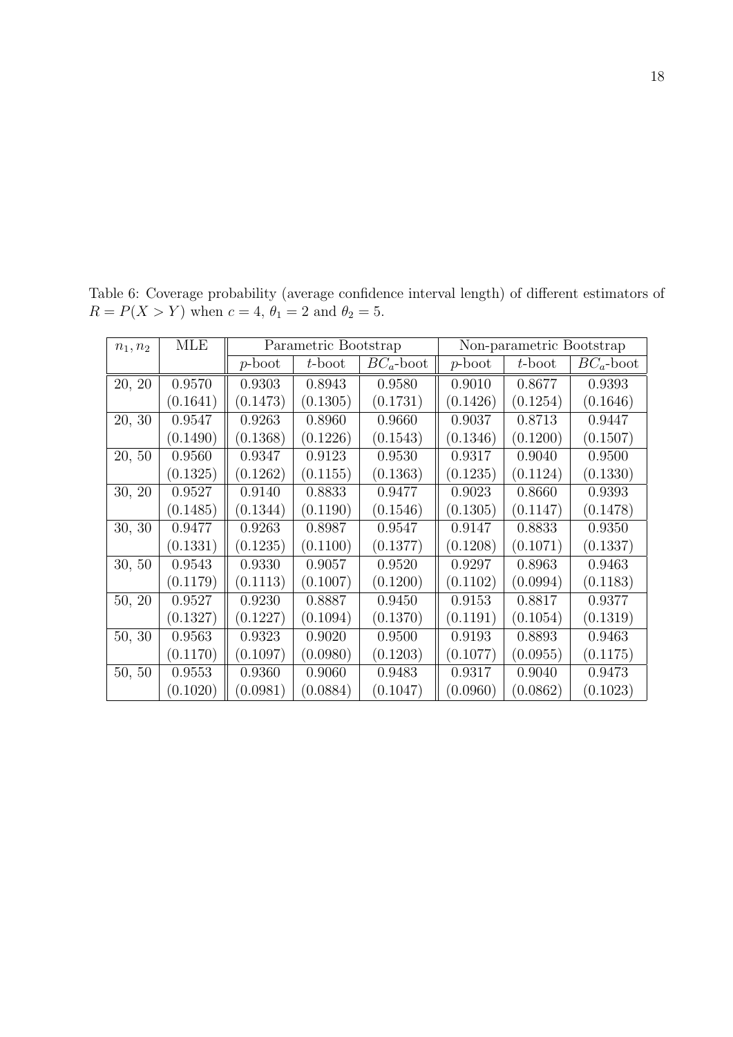Table 6: Coverage probability (average confidence interval length) of different estimators of $R = P(X > Y)$ when $c = 4$, $\theta_1 = 2$ and $\theta_2 = 5$.

| $n_1, n_2$ | MLE | Parametric Bootstrap | | | Non-parametric Bootstrap | | |
|---|---|---|---|---|---|---|---|
| | | $p$-boot | $t$-boot | $BC_a$-boot | $p$-boot | $t$-boot | $BC_a$-boot |
| 20, 20 | 0.9570 | 0.9303 | 0.8943 | 0.9580 | 0.9010 | 0.8677 | 0.9393 |
| | (0.1641) | (0.1473) | (0.1305) | (0.1731) | (0.1426) | (0.1254) | (0.1646) |
| 20, 30 | 0.9547 | 0.9263 | 0.8960 | 0.9660 | 0.9037 | 0.8713 | 0.9447 |
| | (0.1490) | (0.1368) | (0.1226) | (0.1543) | (0.1346) | (0.1200) | (0.1507) |
| 20, 50 | 0.9560 | 0.9347 | 0.9123 | 0.9530 | 0.9317 | 0.9040 | 0.9500 |
| | (0.1325) | (0.1262) | (0.1155) | (0.1363) | (0.1235) | (0.1124) | (0.1330) |
| 30, 20 | 0.9527 | 0.9140 | 0.8833 | 0.9477 | 0.9023 | 0.8660 | 0.9393 |
| | (0.1485) | (0.1344) | (0.1190) | (0.1546) | (0.1305) | (0.1147) | (0.1478) |
| 30, 30 | 0.9477 | 0.9263 | 0.8987 | 0.9547 | 0.9147 | 0.8833 | 0.9350 |
| | (0.1331) | (0.1235) | (0.1100) | (0.1377) | (0.1208) | (0.1071) | (0.1337) |
| 30, 50 | 0.9543 | 0.9330 | 0.9057 | 0.9520 | 0.9297 | 0.8963 | 0.9463 |
| | (0.1179) | (0.1113) | (0.1007) | (0.1200) | (0.1102) | (0.0994) | (0.1183) |
| 50, 20 | 0.9527 | 0.9230 | 0.8887 | 0.9450 | 0.9153 | 0.8817 | 0.9377 |
| | (0.1327) | (0.1227) | (0.1094) | (0.1370) | (0.1191) | (0.1054) | (0.1319) |
| 50, 30 | 0.9563 | 0.9323 | 0.9020 | 0.9500 | 0.9193 | 0.8893 | 0.9463 |
| | (0.1170) | (0.1097) | (0.0980) | (0.1203) | (0.1077) | (0.0955) | (0.1175) |
| 50, 50 | 0.9553 | 0.9360 | 0.9060 | 0.9483 | 0.9317 | 0.9040 | 0.9473 |
| | (0.1020) | (0.0981) | (0.0884) | (0.1047) | (0.0960) | (0.0862) | (0.1023) |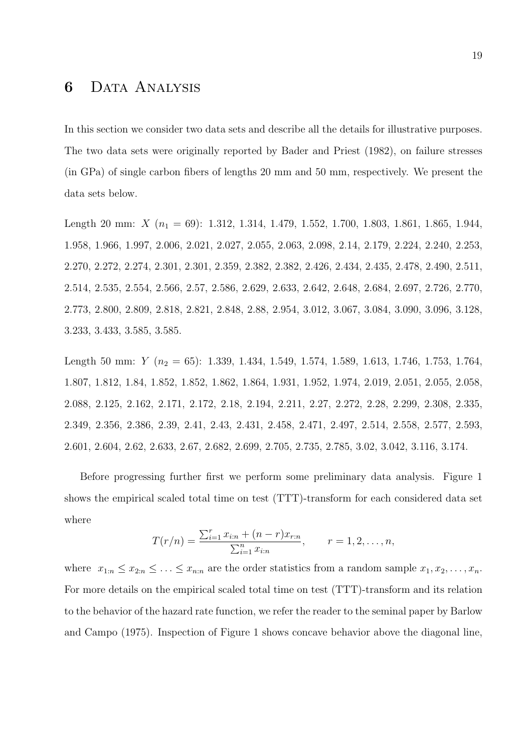# 6 Data Analysis

In this section we consider two data sets and describe all the details for illustrative purposes. The two data sets were originally reported by Bader and Priest (1982), on failure stresses (in GPa) of single carbon fibers of lengths 20 mm and 50 mm, respectively. We present the data sets below.

Length 20 mm: $X$ ($n_1 = 69$): 1.312, 1.314, 1.479, 1.552, 1.700, 1.803, 1.861, 1.865, 1.944, 1.958, 1.966, 1.997, 2.006, 2.021, 2.027, 2.055, 2.063, 2.098, 2.14, 2.179, 2.224, 2.240, 2.253, 2.270, 2.272, 2.274, 2.301, 2.301, 2.359, 2.382, 2.382, 2.426, 2.434, 2.435, 2.478, 2.490, 2.511, 2.514, 2.535, 2.554, 2.566, 2.57, 2.586, 2.629, 2.633, 2.642, 2.648, 2.684, 2.697, 2.726, 2.770, 2.773, 2.800, 2.809, 2.818, 2.821, 2.848, 2.88, 2.954, 3.012, 3.067, 3.084, 3.090, 3.096, 3.128, 3.233, 3.433, 3.585, 3.585.

Length 50 mm: $Y$ ($n_2 = 65$): 1.339, 1.434, 1.549, 1.574, 1.589, 1.613, 1.746, 1.753, 1.764, 1.807, 1.812, 1.84, 1.852, 1.852, 1.862, 1.864, 1.931, 1.952, 1.974, 2.019, 2.051, 2.055, 2.058, 2.088, 2.125, 2.162, 2.171, 2.172, 2.18, 2.194, 2.211, 2.27, 2.272, 2.28, 2.299, 2.308, 2.335, 2.349, 2.356, 2.386, 2.39, 2.41, 2.43, 2.431, 2.458, 2.471, 2.497, 2.514, 2.558, 2.577, 2.593, 2.601, 2.604, 2.62, 2.633, 2.67, 2.682, 2.699, 2.705, 2.735, 2.785, 3.02, 3.042, 3.116, 3.174.

Before progressing further first we perform some preliminary data analysis. Figure 1 shows the empirical scaled total time on test (TTT)-transform for each considered data set where

$$T(r/n) = \frac{\sum_{i=1}^{r} x_{i:n} + (n-r)x_{r:n}}{\sum_{i=1}^{n} x_{i:n}}, \qquad r = 1, 2, \ldots, n,$$

where $x_{1:n} \leq x_{2:n} \leq \ldots \leq x_{n:n}$ are the order statistics from a random sample $x_1, x_2, \ldots, x_n$. For more details on the empirical scaled total time on test (TTT)-transform and its relation to the behavior of the hazard rate function, we refer the reader to the seminal paper by Barlow and Campo (1975). Inspection of Figure 1 shows concave behavior above the diagonal line,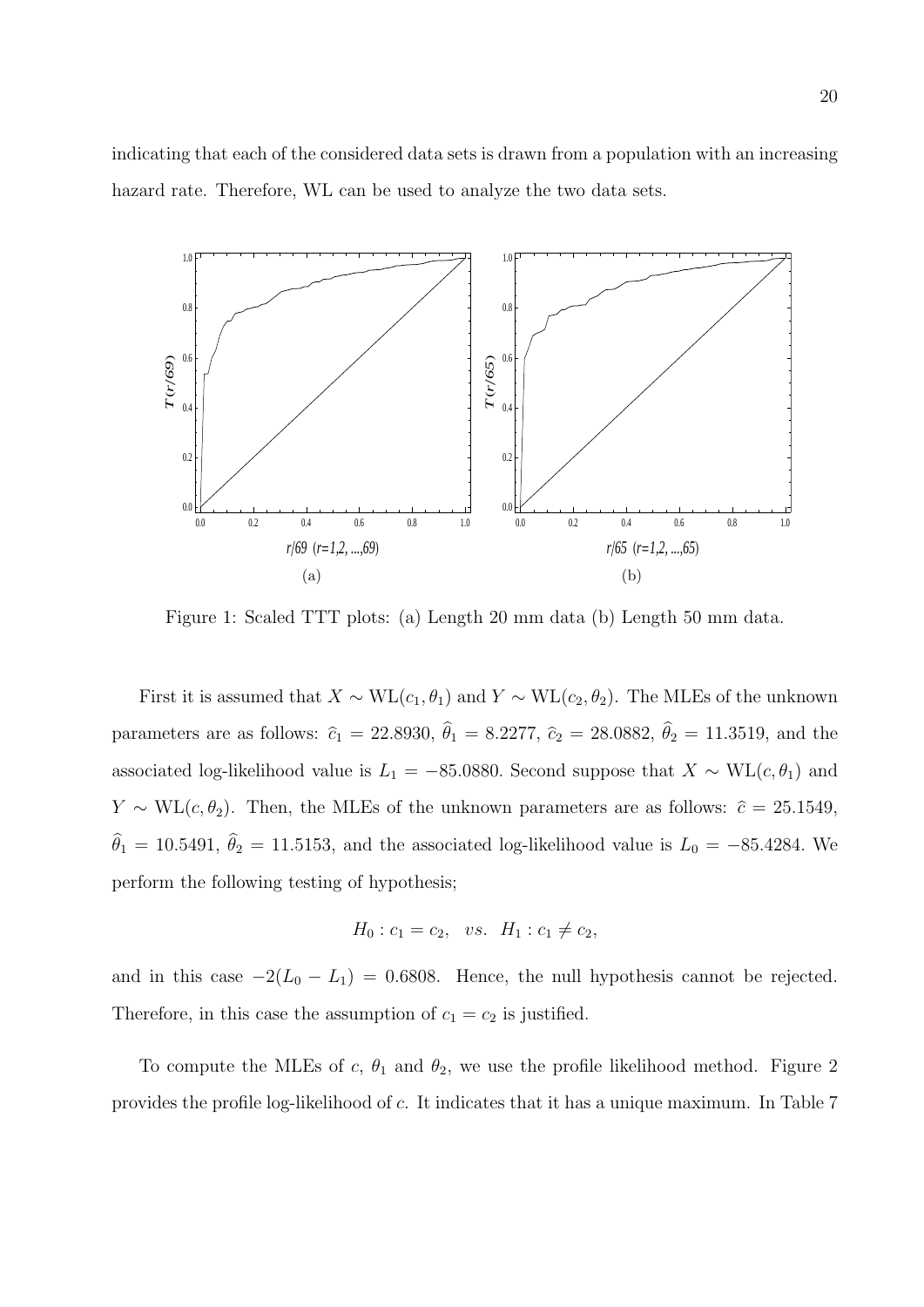indicating that each of the considered data sets is drawn from a population with an increasing hazard rate. Therefore, WL can be used to analyze the two data sets.

Figure 1: Scaled TTT plots: (a) Length 20 mm data (b) Length 50 mm data.

First it is assumed that $X \sim \text{WL}(c_1, \theta_1)$ and $Y \sim \text{WL}(c_2, \theta_2)$. The MLEs of the unknown parameters are as follows: $\widehat{c}_1 = 22.8930$, $\widehat{\theta}_1 = 8.2277$, $\widehat{c}_2 = 28.0882$, $\widehat{\theta}_2 = 11.3519$, and the associated log-likelihood value is $L_1 = -85.0880$. Second suppose that $X \sim \text{WL}(c, \theta_1)$ and $Y \sim \text{WL}(c, \theta_2)$. Then, the MLEs of the unknown parameters are as follows: $\widehat{c} = 25.1549$, $\widehat{\theta}_1 = 10.5491$, $\widehat{\theta}_2 = 11.5153$, and the associated log-likelihood value is $L_0 = -85.4284$. We perform the following testing of hypothesis;

$$H_0 : c_1 = c_2, \quad vs. \quad H_1 : c_1 \neq c_2,$$

and in this case $-2(L_0 - L_1) = 0.6808$. Hence, the null hypothesis cannot be rejected. Therefore, in this case the assumption of $c_1 = c_2$ is justified.

To compute the MLEs of $c$, $\theta_1$ and $\theta_2$, we use the profile likelihood method. Figure 2 provides the profile log-likelihood of $c$. It indicates that it has a unique maximum. In Table 7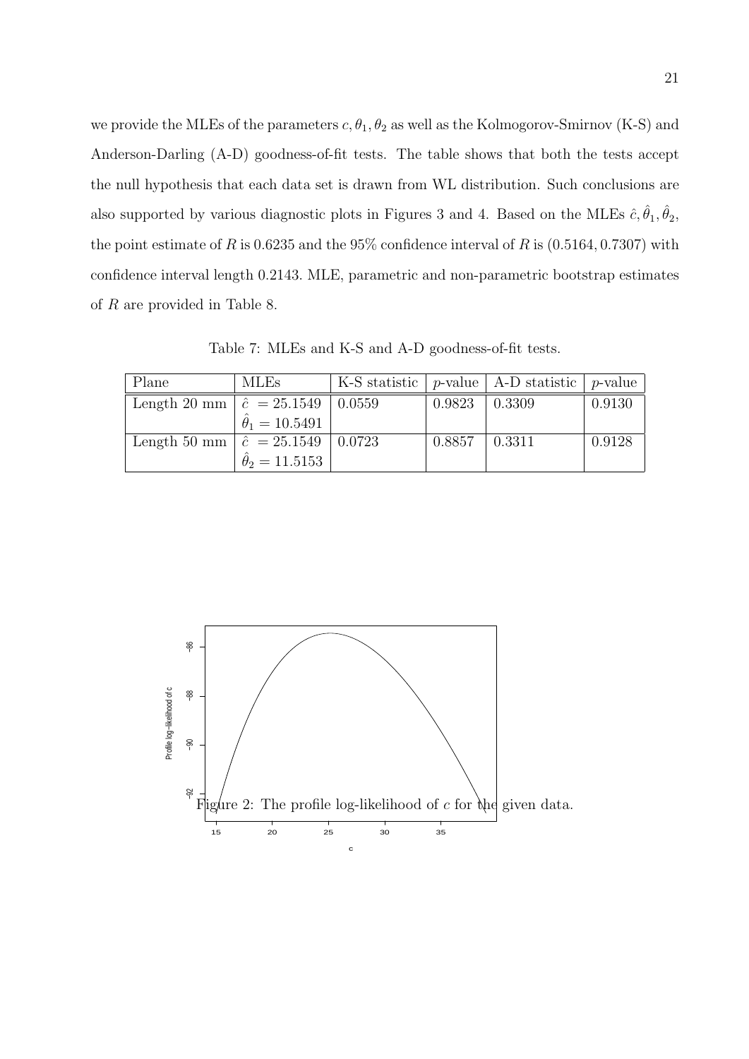we provide the MLEs of the parameters $c, \theta_1, \theta_2$ as well as the Kolmogorov-Smirnov (K-S) and Anderson-Darling (A-D) goodness-of-fit tests. The table shows that both the tests accept the null hypothesis that each data set is drawn from WL distribution. Such conclusions are also supported by various diagnostic plots in Figures 3 and 4. Based on the MLEs $\hat{c}, \hat{\theta}_1, \hat{\theta}_2$, the point estimate of $R$ is 0.6235 and the 95% confidence interval of $R$ is $(0.5164, 0.7307)$ with confidence interval length 0.2143. MLE, parametric and non-parametric bootstrap estimates of $R$ are provided in Table 8.

Table 7: MLEs and K-S and A-D goodness-of-fit tests.

| Plane | MLEs | K-S statistic | $p$-value | A-D statistic | $p$-value |
|---|---|---|---|---|---|
| Length 20 mm | $\hat{c} = 25.1549$ | 0.0559 | 0.9823 | 0.3309 | 0.9130 |
| | $\hat{\theta}_1 = 10.5491$ | | | | |
| Length 50 mm | $\hat{c} = 25.1549$ | 0.0723 | 0.8857 | 0.3311 | 0.9128 |
| | $\hat{\theta}_2 = 11.5153$ | | | | |

Figure 2: The profile log-likelihood of $c$ for the given data.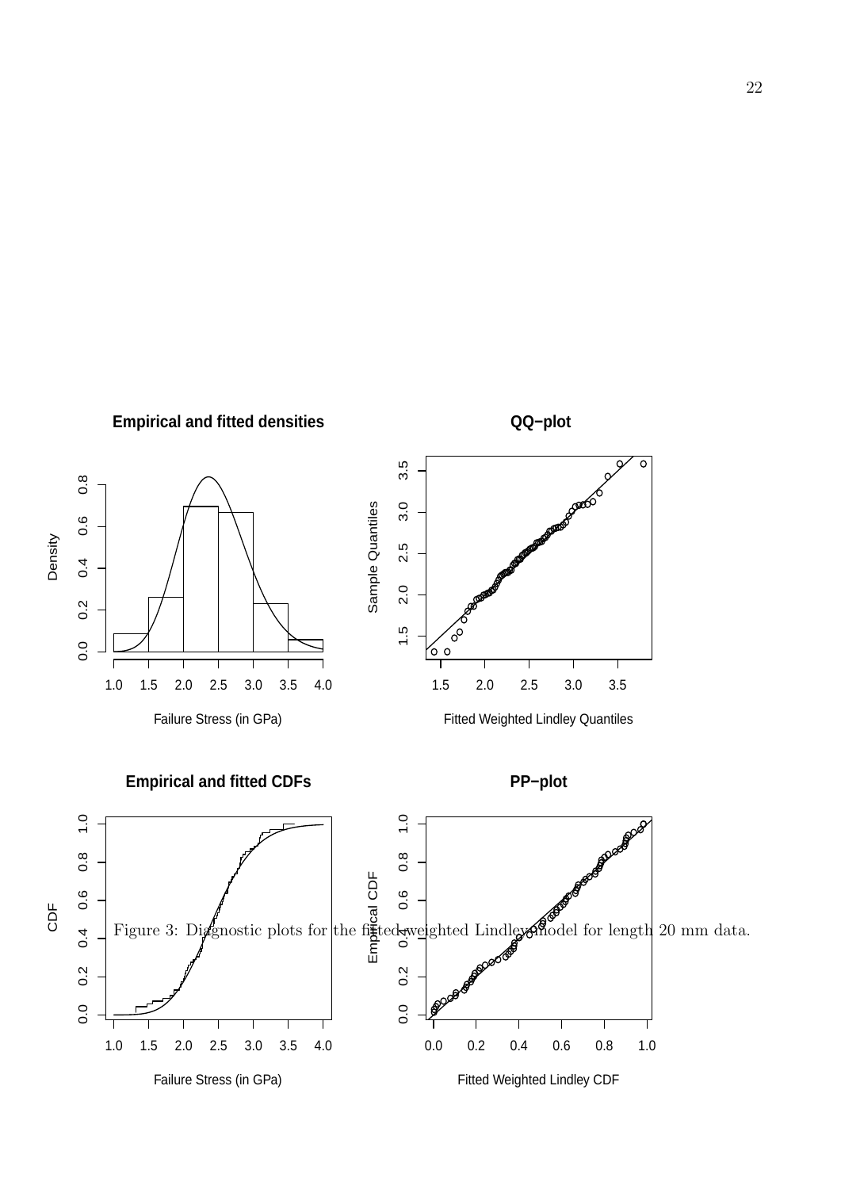Figure 3: Diagnostic plots for the fitted weighted Lindley model for length 20 mm data.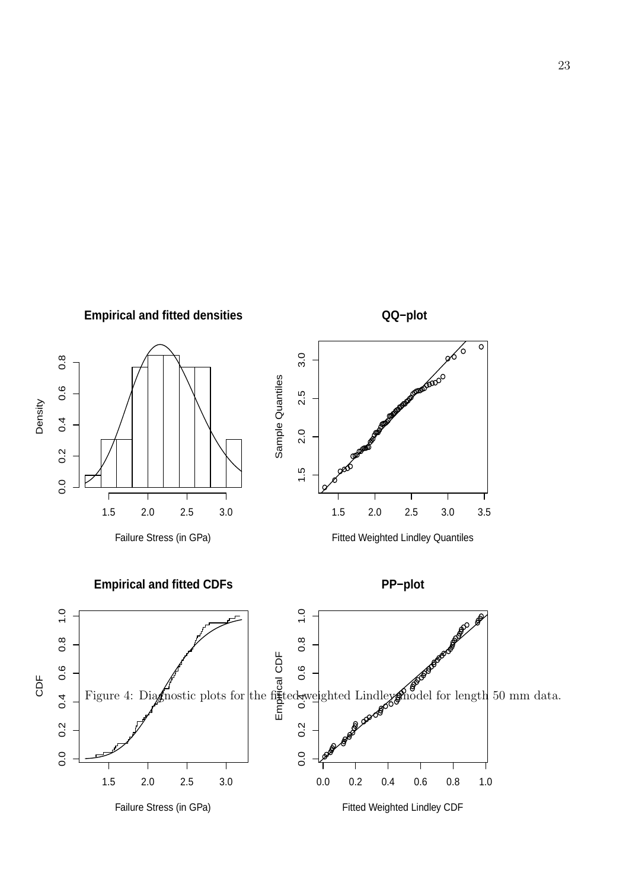Figure 4: Diagnostic plots for the fitted weighted Lindley model for length 50 mm data.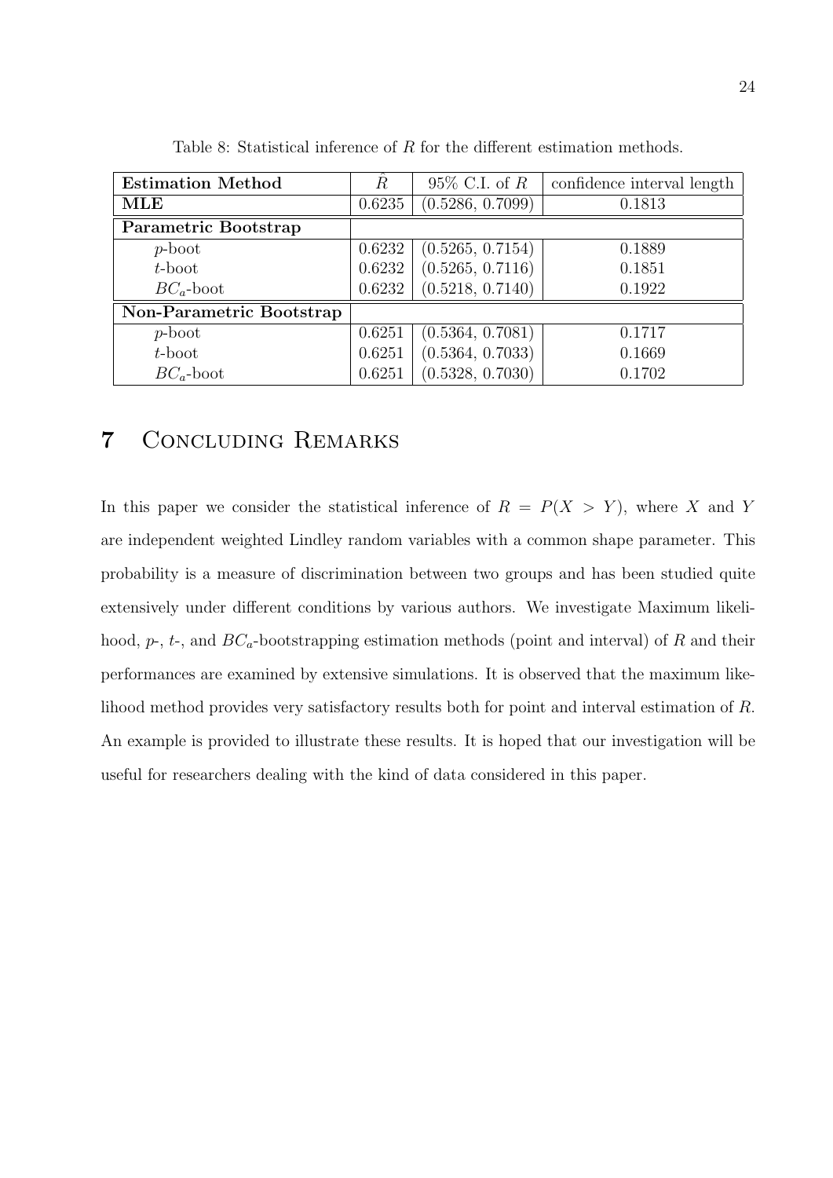Table 8: Statistical inference of $R$ for the different estimation methods.

| Estimation Method | $\hat{R}$ | 95% C.I. of $R$ | confidence interval length |
|---|---|---|---|
| **MLE** | 0.6235 | (0.5286, 0.7099) | 0.1813 |
| **Parametric Bootstrap** | | | |
| $p$-boot | 0.6232 | (0.5265, 0.7154) | 0.1889 |
| $t$-boot | 0.6232 | (0.5265, 0.7116) | 0.1851 |
| $BC_a$-boot | 0.6232 | (0.5218, 0.7140) | 0.1922 |
| **Non-Parametric Bootstrap** | | | |
| $p$-boot | 0.6251 | (0.5364, 0.7081) | 0.1717 |
| $t$-boot | 0.6251 | (0.5364, 0.7033) | 0.1669 |
| $BC_a$-boot | 0.6251 | (0.5328, 0.7030) | 0.1702 |

# 7 Concluding Remarks

In this paper we consider the statistical inference of $R = P(X > Y)$, where $X$ and $Y$ are independent weighted Lindley random variables with a common shape parameter. This probability is a measure of discrimination between two groups and has been studied quite extensively under different conditions by various authors. We investigate Maximum likelihood, $p$-, $t$-, and $BC_a$-bootstrapping estimation methods (point and interval) of $R$ and their performances are examined by extensive simulations. It is observed that the maximum likelihood method provides very satisfactory results both for point and interval estimation of $R$. An example is provided to illustrate these results. It is hoped that our investigation will be useful for researchers dealing with the kind of data considered in this paper.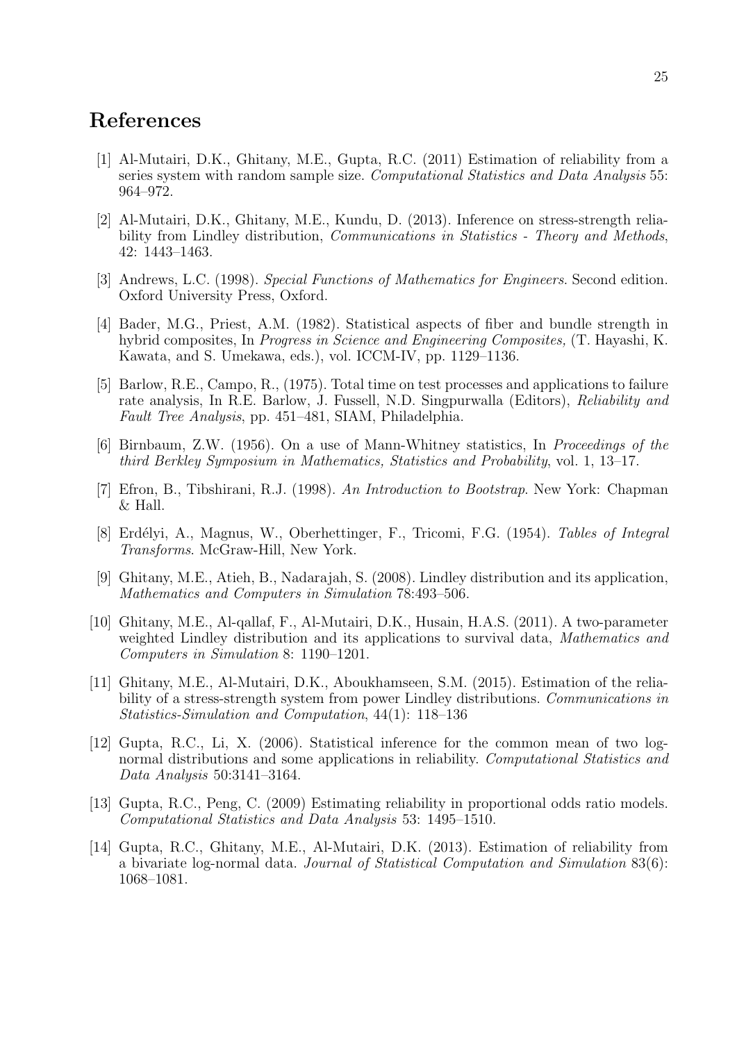# References

[1] Al-Mutairi, D.K., Ghitany, M.E., Gupta, R.C. (2011) Estimation of reliability from a series system with random sample size. *Computational Statistics and Data Analysis* 55: 964–972.

[2] Al-Mutairi, D.K., Ghitany, M.E., Kundu, D. (2013). Inference on stress-strength reliability from Lindley distribution, *Communications in Statistics - Theory and Methods*, 42: 1443–1463.

[3] Andrews, L.C. (1998). *Special Functions of Mathematics for Engineers*. Second edition. Oxford University Press, Oxford.

[4] Bader, M.G., Priest, A.M. (1982). Statistical aspects of fiber and bundle strength in hybrid composites, In *Progress in Science and Engineering Composites,* (T. Hayashi, K. Kawata, and S. Umekawa, eds.), vol. ICCM-IV, pp. 1129–1136.

[5] Barlow, R.E., Campo, R., (1975). Total time on test processes and applications to failure rate analysis, In R.E. Barlow, J. Fussell, N.D. Singpurwalla (Editors), *Reliability and Fault Tree Analysis*, pp. 451–481, SIAM, Philadelphia.

[6] Birnbaum, Z.W. (1956). On a use of Mann-Whitney statistics, In *Proceedings of the third Berkley Symposium in Mathematics, Statistics and Probability*, vol. 1, 13–17.

[7] Efron, B., Tibshirani, R.J. (1998). *An Introduction to Bootstrap*. New York: Chapman & Hall.

[8] Erdélyi, A., Magnus, W., Oberhettinger, F., Tricomi, F.G. (1954). *Tables of Integral Transforms*. McGraw-Hill, New York.

[9] Ghitany, M.E., Atieh, B., Nadarajah, S. (2008). Lindley distribution and its application, *Mathematics and Computers in Simulation* 78:493–506.

[10] Ghitany, M.E., Al-qallaf, F., Al-Mutairi, D.K., Husain, H.A.S. (2011). A two-parameter weighted Lindley distribution and its applications to survival data, *Mathematics and Computers in Simulation* 8: 1190–1201.

[11] Ghitany, M.E., Al-Mutairi, D.K., Aboukhamseen, S.M. (2015). Estimation of the reliability of a stress-strength system from power Lindley distributions. *Communications in Statistics-Simulation and Computation*, 44(1): 118–136

[12] Gupta, R.C., Li, X. (2006). Statistical inference for the common mean of two log-normal distributions and some applications in reliability. *Computational Statistics and Data Analysis* 50:3141–3164.

[13] Gupta, R.C., Peng, C. (2009) Estimating reliability in proportional odds ratio models. *Computational Statistics and Data Analysis* 53: 1495–1510.

[14] Gupta, R.C., Ghitany, M.E., Al-Mutairi, D.K. (2013). Estimation of reliability from a bivariate log-normal data. *Journal of Statistical Computation and Simulation* 83(6): 1068–1081.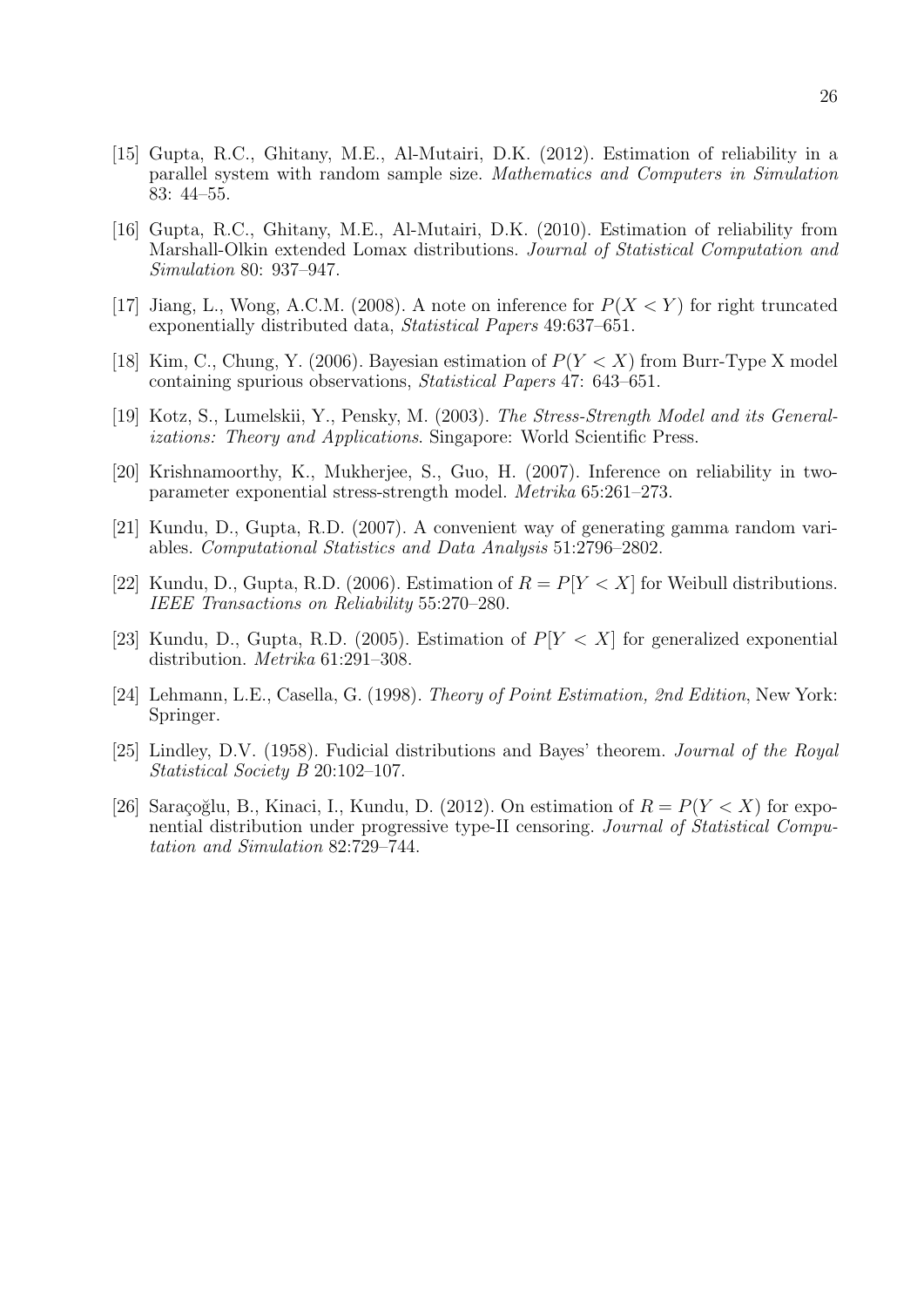[15] Gupta, R.C., Ghitany, M.E., Al-Mutairi, D.K. (2012). Estimation of reliability in a parallel system with random sample size. *Mathematics and Computers in Simulation* 83: 44–55.

[16] Gupta, R.C., Ghitany, M.E., Al-Mutairi, D.K. (2010). Estimation of reliability from Marshall-Olkin extended Lomax distributions. *Journal of Statistical Computation and Simulation* 80: 937–947.

[17] Jiang, L., Wong, A.C.M. (2008). A note on inference for $P(X < Y)$ for right truncated exponentially distributed data, *Statistical Papers* 49:637–651.

[18] Kim, C., Chung, Y. (2006). Bayesian estimation of $P(Y < X)$ from Burr-Type X model containing spurious observations, *Statistical Papers* 47: 643–651.

[19] Kotz, S., Lumelskii, Y., Pensky, M. (2003). *The Stress-Strength Model and its Generalizations: Theory and Applications*. Singapore: World Scientific Press.

[20] Krishnamoorthy, K., Mukherjee, S., Guo, H. (2007). Inference on reliability in two-parameter exponential stress-strength model. *Metrika* 65:261–273.

[21] Kundu, D., Gupta, R.D. (2007). A convenient way of generating gamma random variables. *Computational Statistics and Data Analysis* 51:2796–2802.

[22] Kundu, D., Gupta, R.D. (2006). Estimation of $R = P[Y < X]$ for Weibull distributions. *IEEE Transactions on Reliability* 55:270–280.

[23] Kundu, D., Gupta, R.D. (2005). Estimation of $P[Y < X]$ for generalized exponential distribution. *Metrika* 61:291–308.

[24] Lehmann, L.E., Casella, G. (1998). *Theory of Point Estimation, 2nd Edition*, New York: Springer.

[25] Lindley, D.V. (1958). Fudicial distributions and Bayes' theorem. *Journal of the Royal Statistical Society B* 20:102–107.

[26] Saraçoğlu, B., Kinaci, I., Kundu, D. (2012). On estimation of $R = P(Y < X)$ for exponential distribution under progressive type-II censoring. *Journal of Statistical Computation and Simulation* 82:729–744.